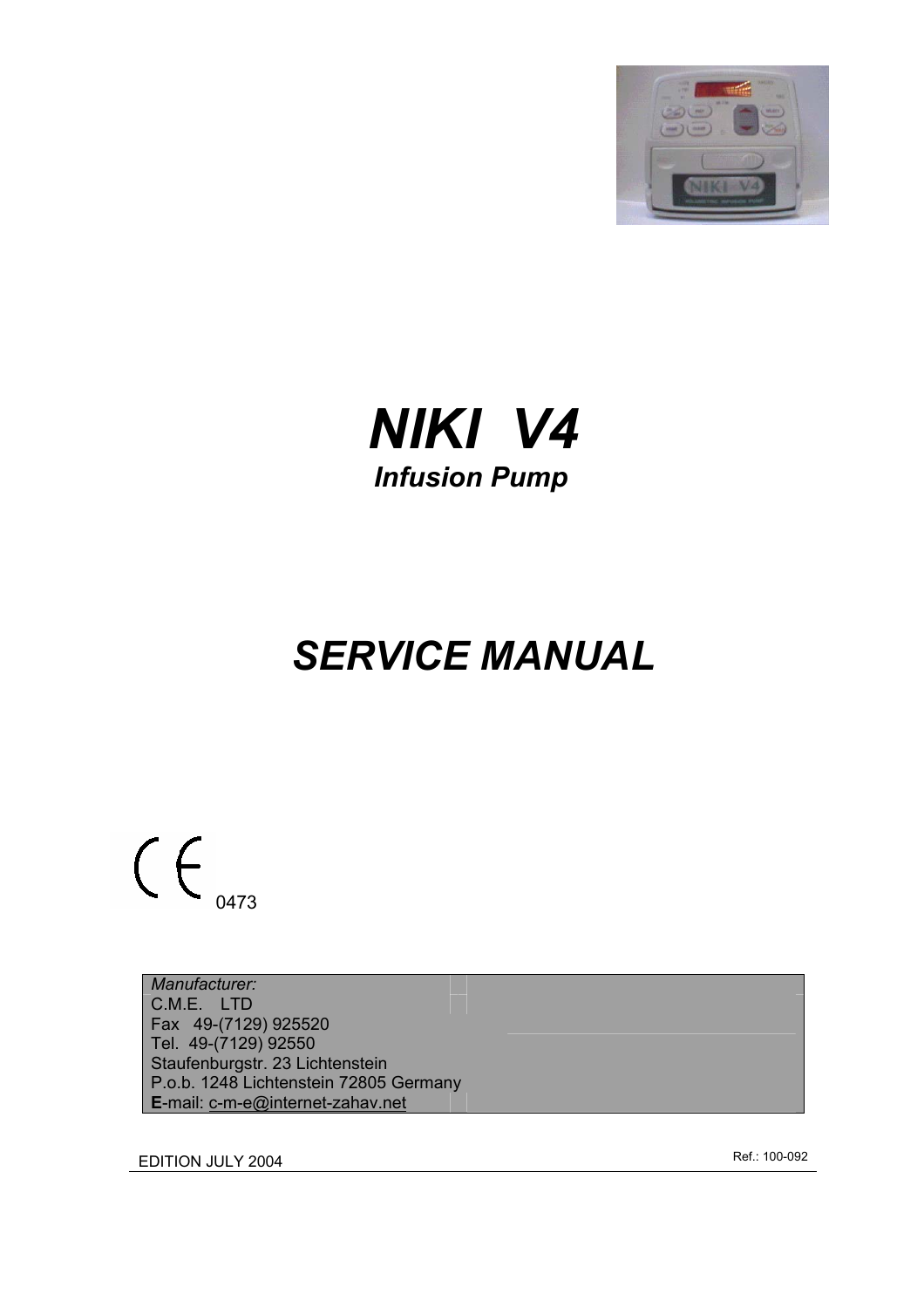# *NIKI V4*

### *Infusion Pump*

# *SERVICE MANUAL*

CE 0473

*Manufacturer:*
C.M.E. LTD
Fax 49-(7129) 925520
Tel. 49-(7129) 92550
Staufenburgstr. 23 Lichtenstein
P.o.b. 1248 Lichtenstein 72805 Germany
**E**-mail: c-m-e@internet-zahav.net

EDITION JULY 2004

Ref.: 100-092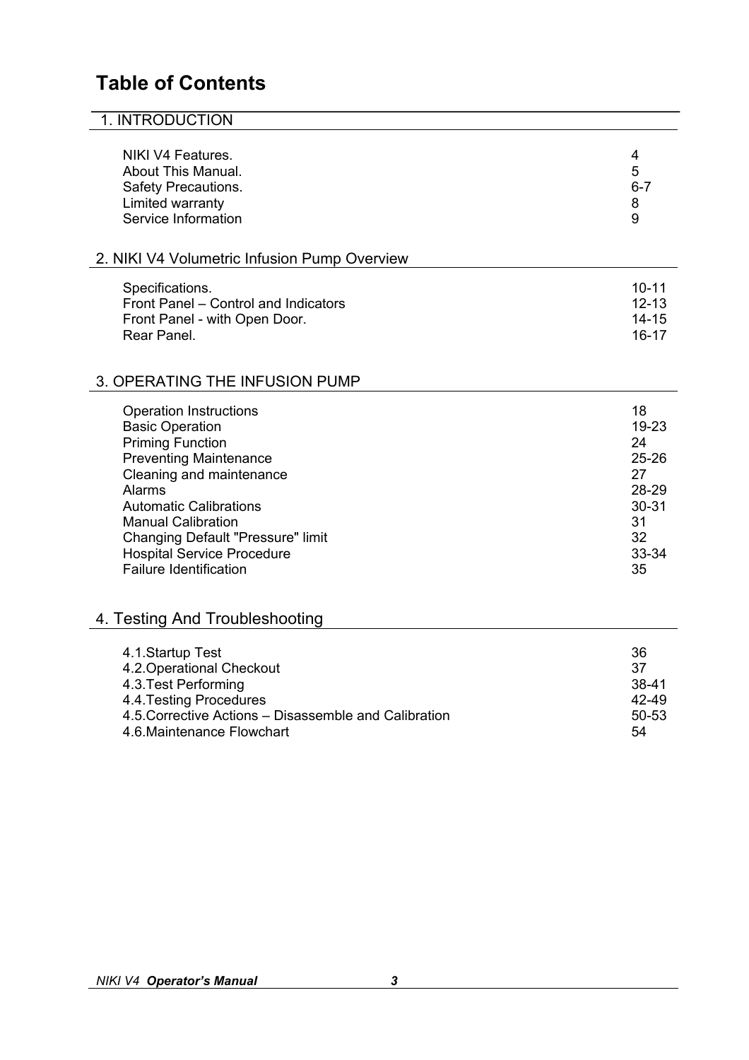# Table of Contents

## 1. INTRODUCTION

| | |
|---|---|
| NIKI V4 Features. | 4 |
| About This Manual. | 5 |
| Safety Precautions. | 6-7 |
| Limited warranty | 8 |
| Service Information | 9 |

## 2. NIKI V4 Volumetric Infusion Pump Overview

| | |
|---|---|
| Specifications. | 10-11 |
| Front Panel – Control and Indicators | 12-13 |
| Front Panel - with Open Door. | 14-15 |
| Rear Panel. | 16-17 |

## 3. OPERATING THE INFUSION PUMP

| | |
|---|---|
| Operation Instructions | 18 |
| Basic Operation | 19-23 |
| Priming Function | 24 |
| Preventing Maintenance | 25-26 |
| Cleaning and maintenance | 27 |
| Alarms | 28-29 |
| Automatic Calibrations | 30-31 |
| Manual Calibration | 31 |
| Changing Default "Pressure" limit | 32 |
| Hospital Service Procedure | 33-34 |
| Failure Identification | 35 |

## 4. Testing And Troubleshooting

| | |
|---|---|
| 4.1.Startup Test | 36 |
| 4.2.Operational Checkout | 37 |
| 4.3.Test Performing | 38-41 |
| 4.4.Testing Procedures | 42-49 |
| 4.5.Corrective Actions – Disassemble and Calibration | 50-53 |
| 4.6.Maintenance Flowchart | 54 |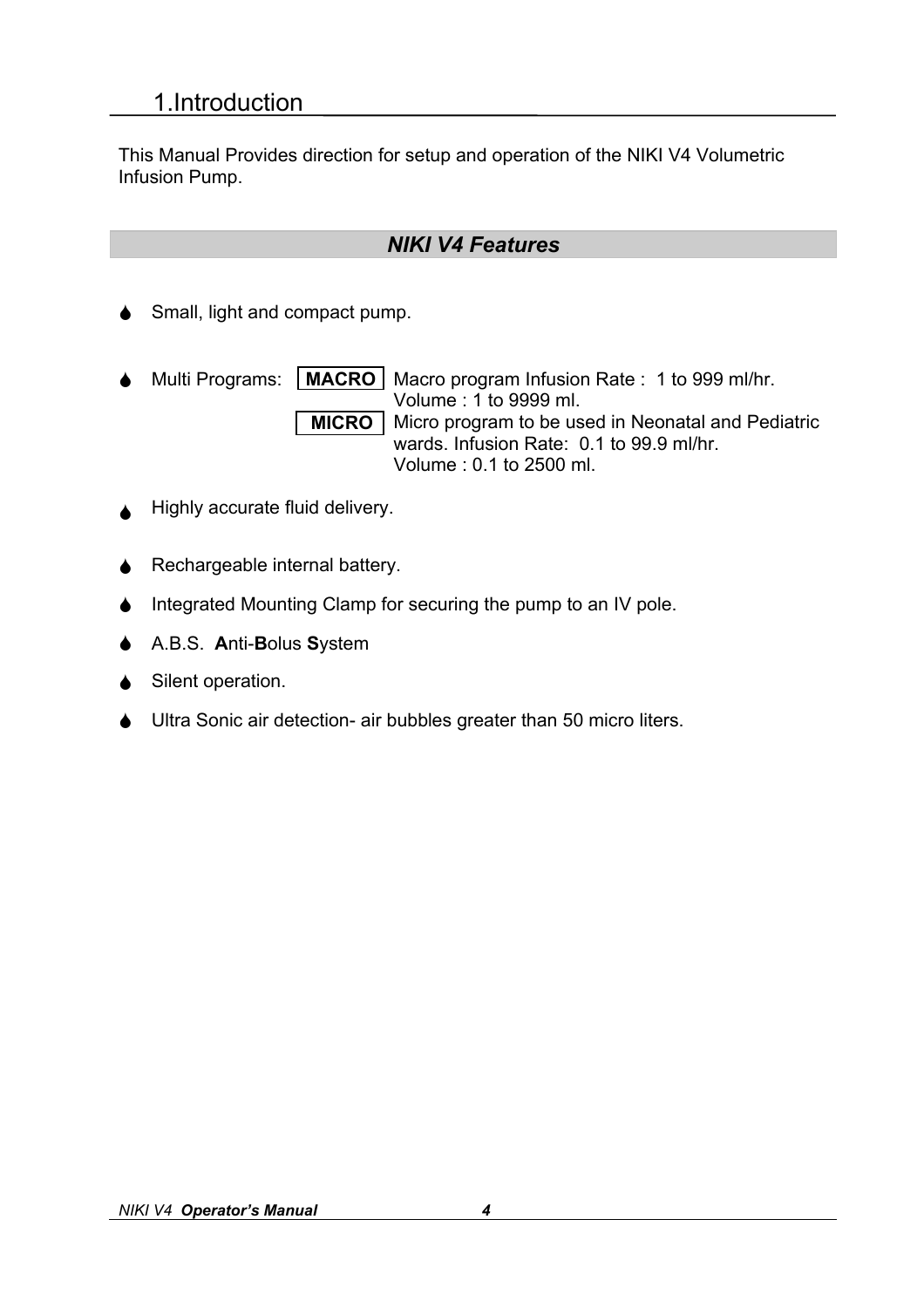# 1.Introduction

This Manual Provides direction for setup and operation of the NIKI V4 Volumetric Infusion Pump.

## *NIKI V4 Features*

- Small, light and compact pump.

- Multi Programs:
  - **MACRO** Macro program Infusion Rate : 1 to 999 ml/hr. Volume : 1 to 9999 ml.
  - **MICRO** Micro program to be used in Neonatal and Pediatric wards. Infusion Rate: 0.1 to 99.9 ml/hr. Volume : 0.1 to 2500 ml.

- Highly accurate fluid delivery.

- Rechargeable internal battery.
- Integrated Mounting Clamp for securing the pump to an IV pole.
- A.B.S. **A**nti-**B**olus **S**ystem
- Silent operation.
- Ultra Sonic air detection- air bubbles greater than 50 micro liters.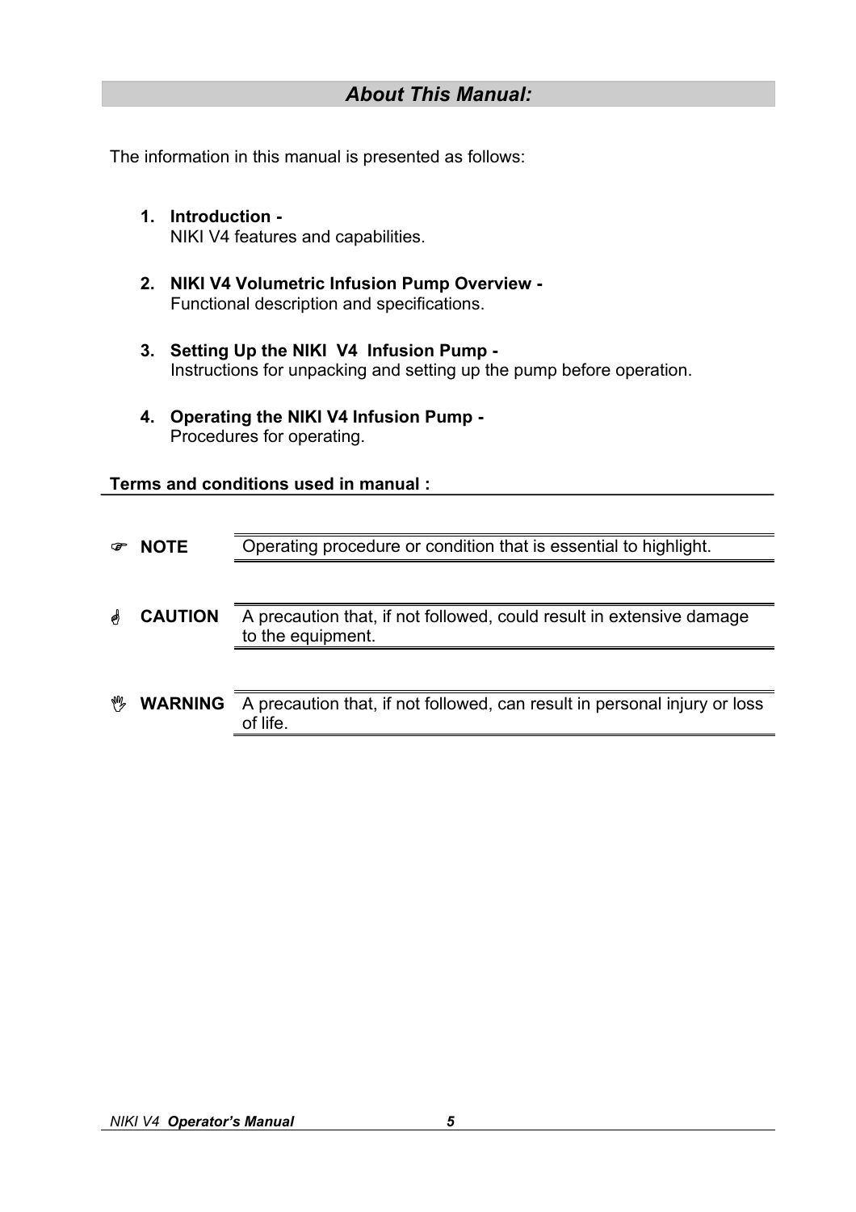## *About This Manual:*

The information in this manual is presented as follows:

1. **Introduction -**
   NIKI V4 features and capabilities.

2. **NIKI V4 Volumetric Infusion Pump Overview -**
   Functional description and specifications.

3. **Setting Up the NIKI V4 Infusion Pump -**
   Instructions for unpacking and setting up the pump before operation.

4. **Operating the NIKI V4 Infusion Pump -**
   Procedures for operating.

**Terms and conditions used in manual :**

| | |
|---|---|
| ☞ **NOTE** | Operating procedure or condition that is essential to highlight. |
| ☝ **CAUTION** | A precaution that, if not followed, could result in extensive damage to the equipment. |
| ✋ **WARNING** | A precaution that, if not followed, can result in personal injury or loss of life. |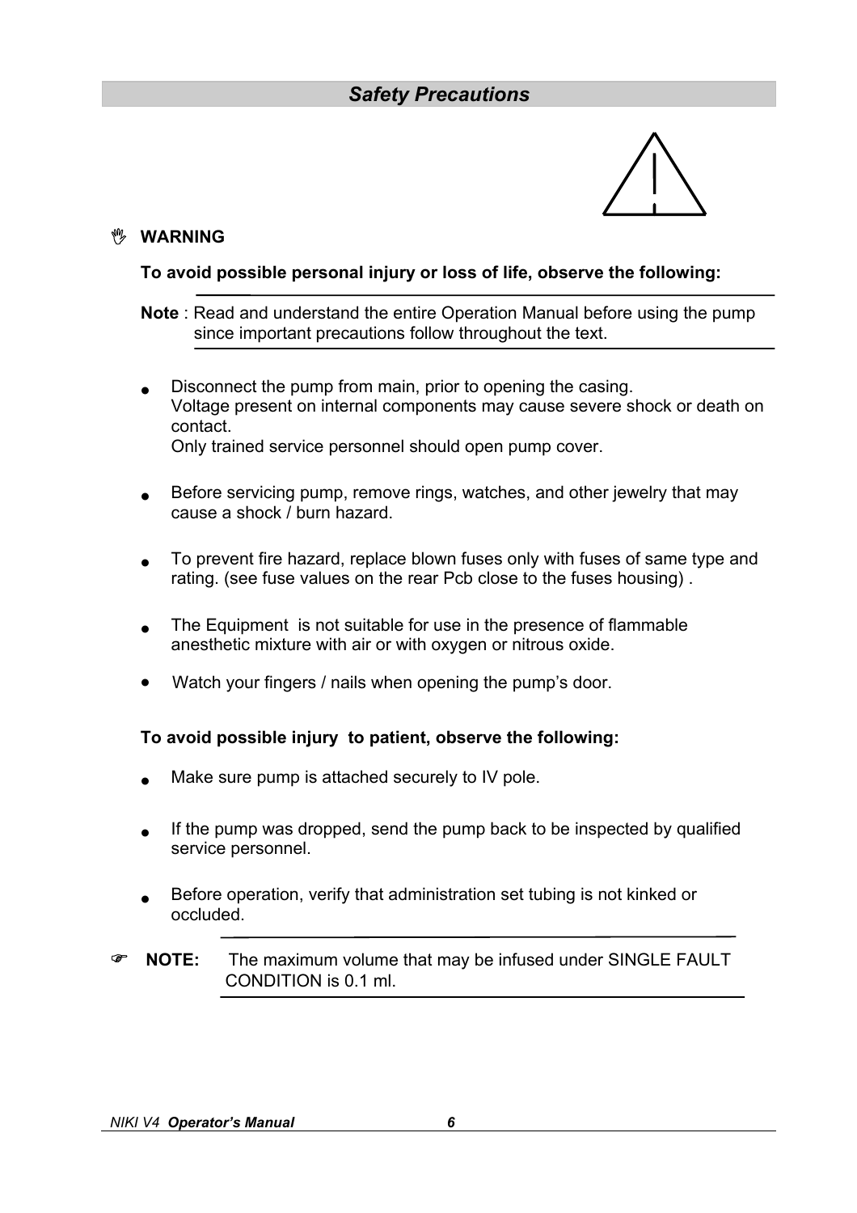## *Safety Precautions*

**WARNING**

**To avoid possible personal injury or loss of life, observe the following:**

**Note** : Read and understand the entire Operation Manual before using the pump since important precautions follow throughout the text.

- Disconnect the pump from main, prior to opening the casing.
  Voltage present on internal components may cause severe shock or death on contact.
  Only trained service personnel should open pump cover.

- Before servicing pump, remove rings, watches, and other jewelry that may cause a shock / burn hazard.

- To prevent fire hazard, replace blown fuses only with fuses of same type and rating. (see fuse values on the rear Pcb close to the fuses housing) .

- The Equipment is not suitable for use in the presence of flammable anesthetic mixture with air or with oxygen or nitrous oxide.

- Watch your fingers / nails when opening the pump's door.

**To avoid possible injury to patient, observe the following:**

- Make sure pump is attached securely to IV pole.

- If the pump was dropped, send the pump back to be inspected by qualified service personnel.

- Before operation, verify that administration set tubing is not kinked or occluded.

**NOTE:** The maximum volume that may be infused under SINGLE FAULT CONDITION is 0.1 ml.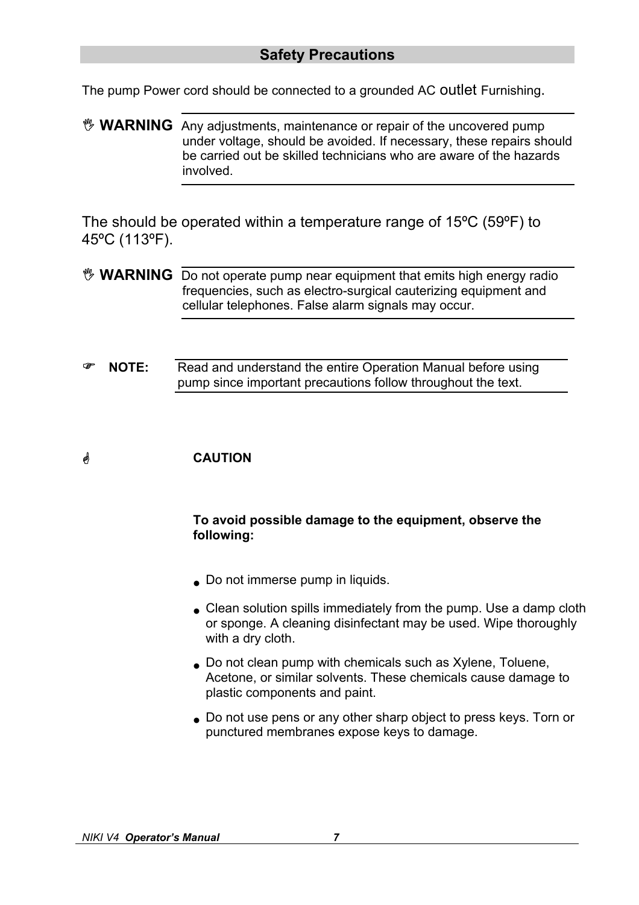## Safety Precautions

The pump Power cord should be connected to a grounded AC outlet Furnishing.

**WARNING** Any adjustments, maintenance or repair of the uncovered pump under voltage, should be avoided. If necessary, these repairs should be carried out be skilled technicians who are aware of the hazards involved.

The should be operated within a temperature range of 15ºC (59ºF) to 45ºC (113ºF).

**WARNING** Do not operate pump near equipment that emits high energy radio frequencies, such as electro-surgical cauterizing equipment and cellular telephones. False alarm signals may occur.

**NOTE:** Read and understand the entire Operation Manual before using pump since important precautions follow throughout the text.

**CAUTION**

**To avoid possible damage to the equipment, observe the following:**

- Do not immerse pump in liquids.
- Clean solution spills immediately from the pump. Use a damp cloth or sponge. A cleaning disinfectant may be used. Wipe thoroughly with a dry cloth.
- Do not clean pump with chemicals such as Xylene, Toluene, Acetone, or similar solvents. These chemicals cause damage to plastic components and paint.
- Do not use pens or any other sharp object to press keys. Torn or punctured membranes expose keys to damage.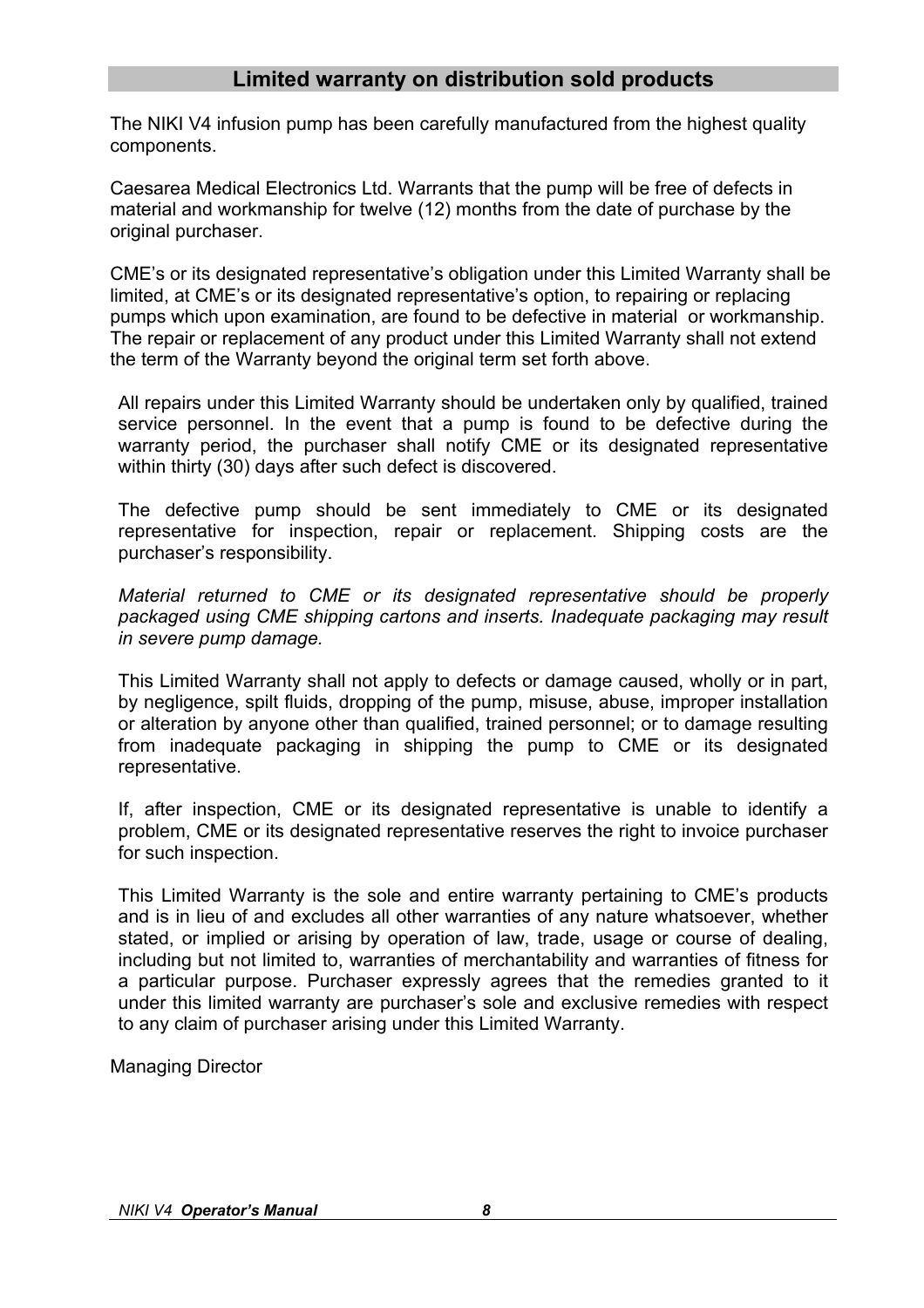## Limited warranty on distribution sold products

The NIKI V4 infusion pump has been carefully manufactured from the highest quality components.

Caesarea Medical Electronics Ltd. Warrants that the pump will be free of defects in material and workmanship for twelve (12) months from the date of purchase by the original purchaser.

CME's or its designated representative's obligation under this Limited Warranty shall be limited, at CME's or its designated representative's option, to repairing or replacing pumps which upon examination, are found to be defective in material or workmanship. The repair or replacement of any product under this Limited Warranty shall not extend the term of the Warranty beyond the original term set forth above.

All repairs under this Limited Warranty should be undertaken only by qualified, trained service personnel. In the event that a pump is found to be defective during the warranty period, the purchaser shall notify CME or its designated representative within thirty (30) days after such defect is discovered.

The defective pump should be sent immediately to CME or its designated representative for inspection, repair or replacement. Shipping costs are the purchaser's responsibility.

*Material returned to CME or its designated representative should be properly packaged using CME shipping cartons and inserts. Inadequate packaging may result in severe pump damage.*

This Limited Warranty shall not apply to defects or damage caused, wholly or in part, by negligence, spilt fluids, dropping of the pump, misuse, abuse, improper installation or alteration by anyone other than qualified, trained personnel; or to damage resulting from inadequate packaging in shipping the pump to CME or its designated representative.

If, after inspection, CME or its designated representative is unable to identify a problem, CME or its designated representative reserves the right to invoice purchaser for such inspection.

This Limited Warranty is the sole and entire warranty pertaining to CME's products and is in lieu of and excludes all other warranties of any nature whatsoever, whether stated, or implied or arising by operation of law, trade, usage or course of dealing, including but not limited to, warranties of merchantability and warranties of fitness for a particular purpose. Purchaser expressly agrees that the remedies granted to it under this limited warranty are purchaser's sole and exclusive remedies with respect to any claim of purchaser arising under this Limited Warranty.

Managing Director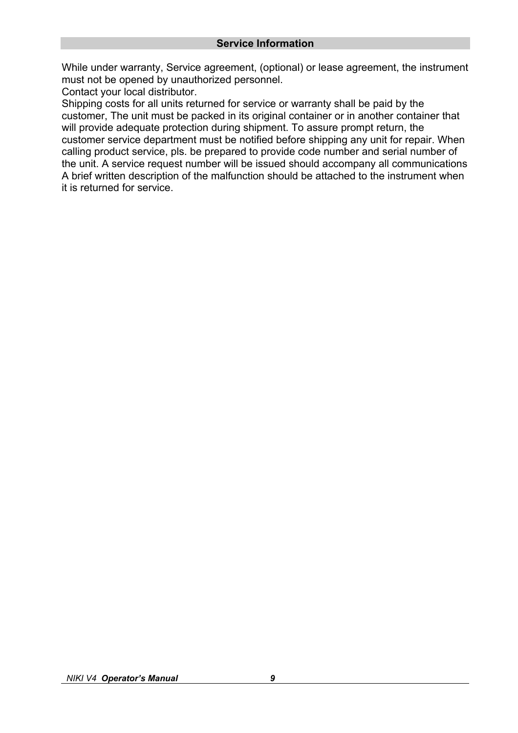## Service Information

While under warranty, Service agreement, (optional) or lease agreement, the instrument must not be opened by unauthorized personnel.
Contact your local distributor.
Shipping costs for all units returned for service or warranty shall be paid by the customer, The unit must be packed in its original container or in another container that will provide adequate protection during shipment. To assure prompt return, the customer service department must be notified before shipping any unit for repair. When calling product service, pls. be prepared to provide code number and serial number of the unit. A service request number will be issued should accompany all communications
A brief written description of the malfunction should be attached to the instrument when it is returned for service.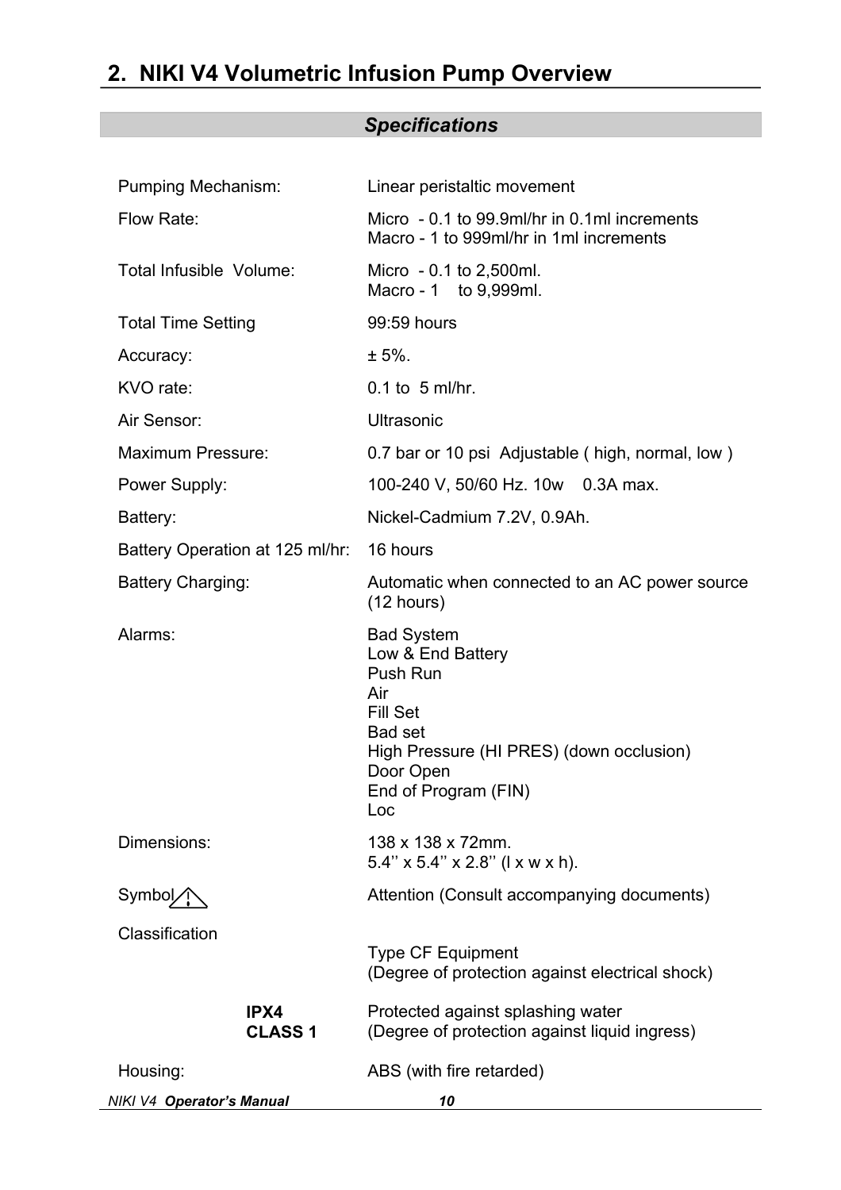## 2. NIKI V4 Volumetric Infusion Pump Overview

### *Specifications*

| | |
|---|---|
| Pumping Mechanism: | Linear peristaltic movement |
| Flow Rate: | Micro - 0.1 to 99.9ml/hr in 0.1ml increments<br>Macro - 1 to 999ml/hr in 1ml increments |
| Total Infusible Volume: | Micro - 0.1 to 2,500ml.<br>Macro - 1 to 9,999ml. |
| Total Time Setting | 99:59 hours |
| Accuracy: | ± 5%. |
| KVO rate: | 0.1 to 5 ml/hr. |
| Air Sensor: | Ultrasonic |
| Maximum Pressure: | 0.7 bar or 10 psi Adjustable ( high, normal, low ) |
| Power Supply: | 100-240 V, 50/60 Hz. 10w 0.3A max. |
| Battery: | Nickel-Cadmium 7.2V, 0.9Ah. |
| Battery Operation at 125 ml/hr: | 16 hours |
| Battery Charging: | Automatic when connected to an AC power source (12 hours) |
| Alarms: | Bad System<br>Low & End Battery<br>Push Run<br>Air<br>Fill Set<br>Bad set<br>High Pressure (HI PRES) (down occlusion)<br>Door Open<br>End of Program (FIN)<br>Loc |
| Dimensions: | 138 x 138 x 72mm.<br>5.4'' x 5.4'' x 2.8'' (l x w x h). |
| Symbol ⚠ | Attention (Consult accompanying documents) |
| Classification | Type CF Equipment<br>(Degree of protection against electrical shock) |
| **IPX4**<br>**CLASS 1** | Protected against splashing water<br>(Degree of protection against liquid ingress) |
| Housing: | ABS (with fire retarded) |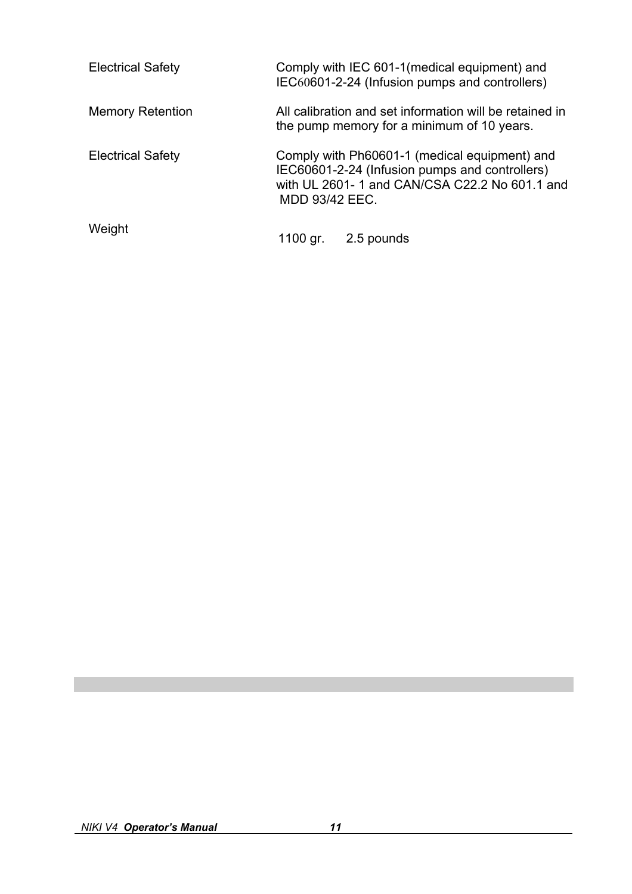| | |
|---|---|
| Electrical Safety | Comply with IEC 601-1(medical equipment) and IEC60601-2-24 (Infusion pumps and controllers) |
| Memory Retention | All calibration and set information will be retained in the pump memory for a minimum of 10 years. |
| Electrical Safety | Comply with Ph60601-1 (medical equipment) and IEC60601-2-24 (Infusion pumps and controllers) with UL 2601- 1 and CAN/CSA C22.2 No 601.1 and MDD 93/42 EEC. |
| Weight | 1100 gr. 2.5 pounds |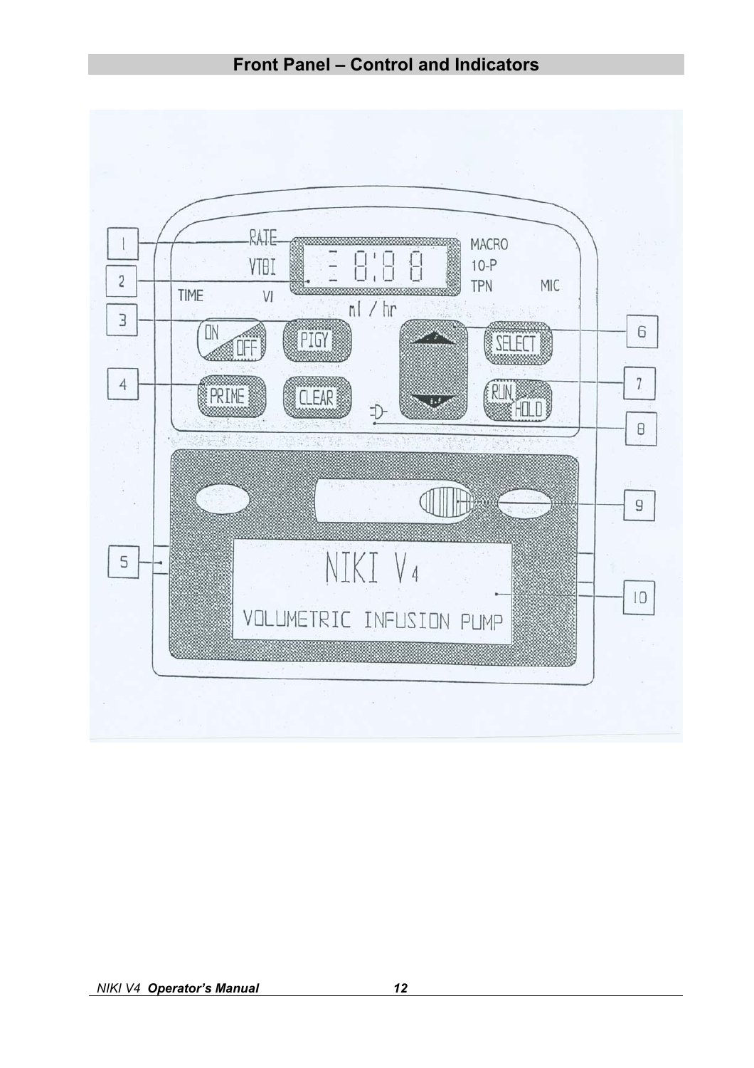## Front Panel – Control and Indicators

RATE
VTBI
TIME
VI
ml / hr
MACRO
10-P
TPN
MIC
ON
OFF
PIGY
PRIME
CLEAR
SELECT
RUN
HOLD
NIKI V4
VOLUMETRIC INFUSION PUMP

1
2
3
4
5
6
7
8
9
10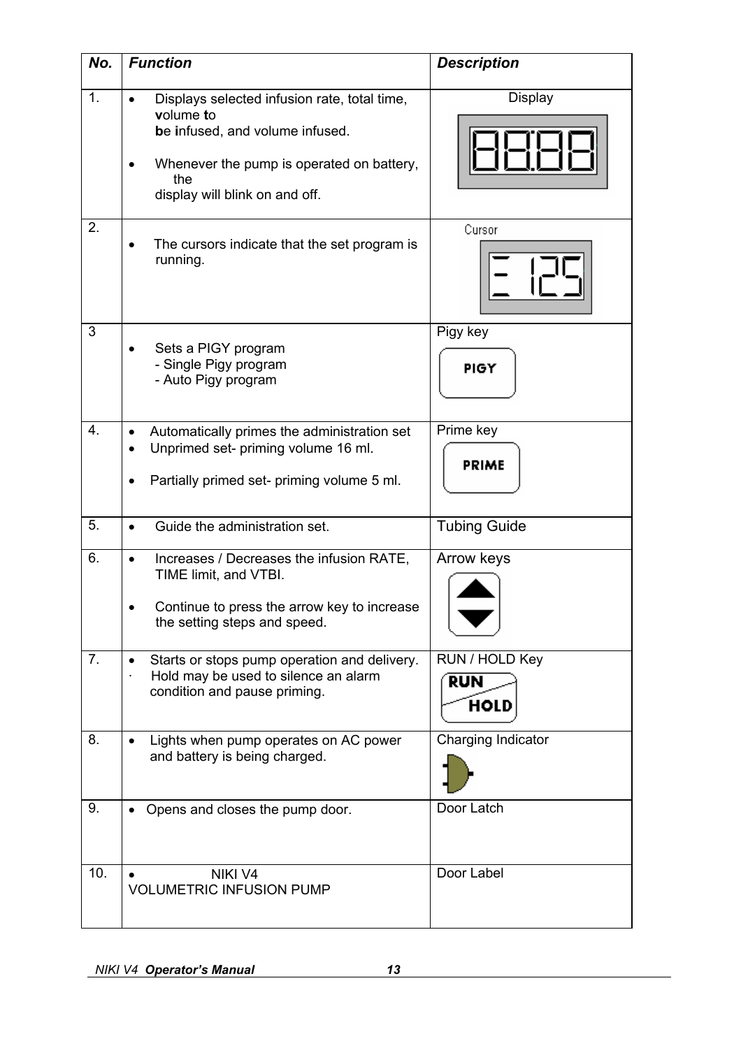| No. | Function | Description |
|---|---|---|
| 1. | • Displays selected infusion rate, total time, volume to be infused, and volume infused.<br><br>• Whenever the pump is operated on battery, the display will blink on and off. | Display |
| 2. | • The cursors indicate that the set program is running. | Cursor |
| 3 | • Sets a PIGY program<br>- Single Pigy program<br>- Auto Pigy program | Pigy key |
| 4. | • Automatically primes the administration set<br>• Unprimed set- priming volume 16 ml.<br><br>• Partially primed set- priming volume 5 ml. | Prime key |
| 5. | • Guide the administration set. | Tubing Guide |
| 6. | • Increases / Decreases the infusion RATE, TIME limit, and VTBI.<br><br>• Continue to press the arrow key to increase the setting steps and speed. | Arrow keys |
| 7. | • Starts or stops pump operation and delivery.<br>· Hold may be used to silence an alarm condition and pause priming. | RUN / HOLD Key |
| 8. | • Lights when pump operates on AC power and battery is being charged. | Charging Indicator |
| 9. | • Opens and closes the pump door. | Door Latch |
| 10. | • NIKI V4<br>VOLUMETRIC INFUSION PUMP | Door Label |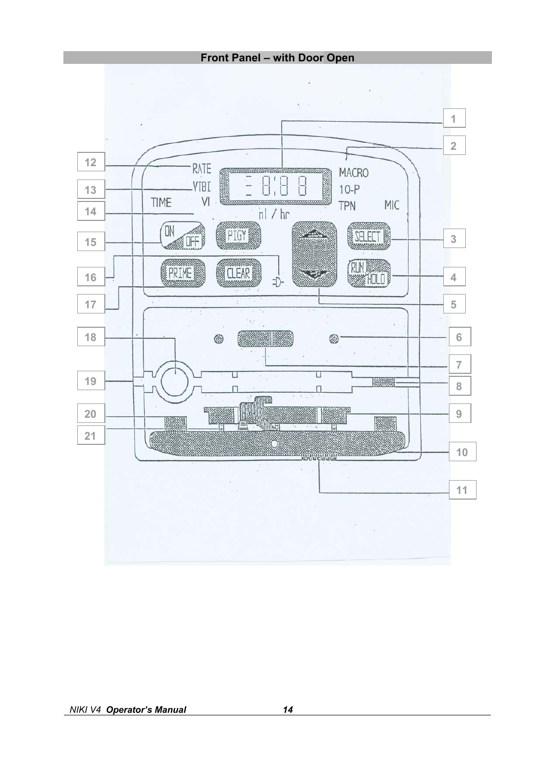## Front Panel – with Door Open

RATE

VTBI

TIME VI

ml / hr

MACRO

10-P

TPN MIC

ON / OFF

PIGY

SELECT

PRIME

CLEAR

RUN / HOLD

1

2

3

4

5

6

7

8

9

10

11

12

13

14

15

16

17

18

19

20

21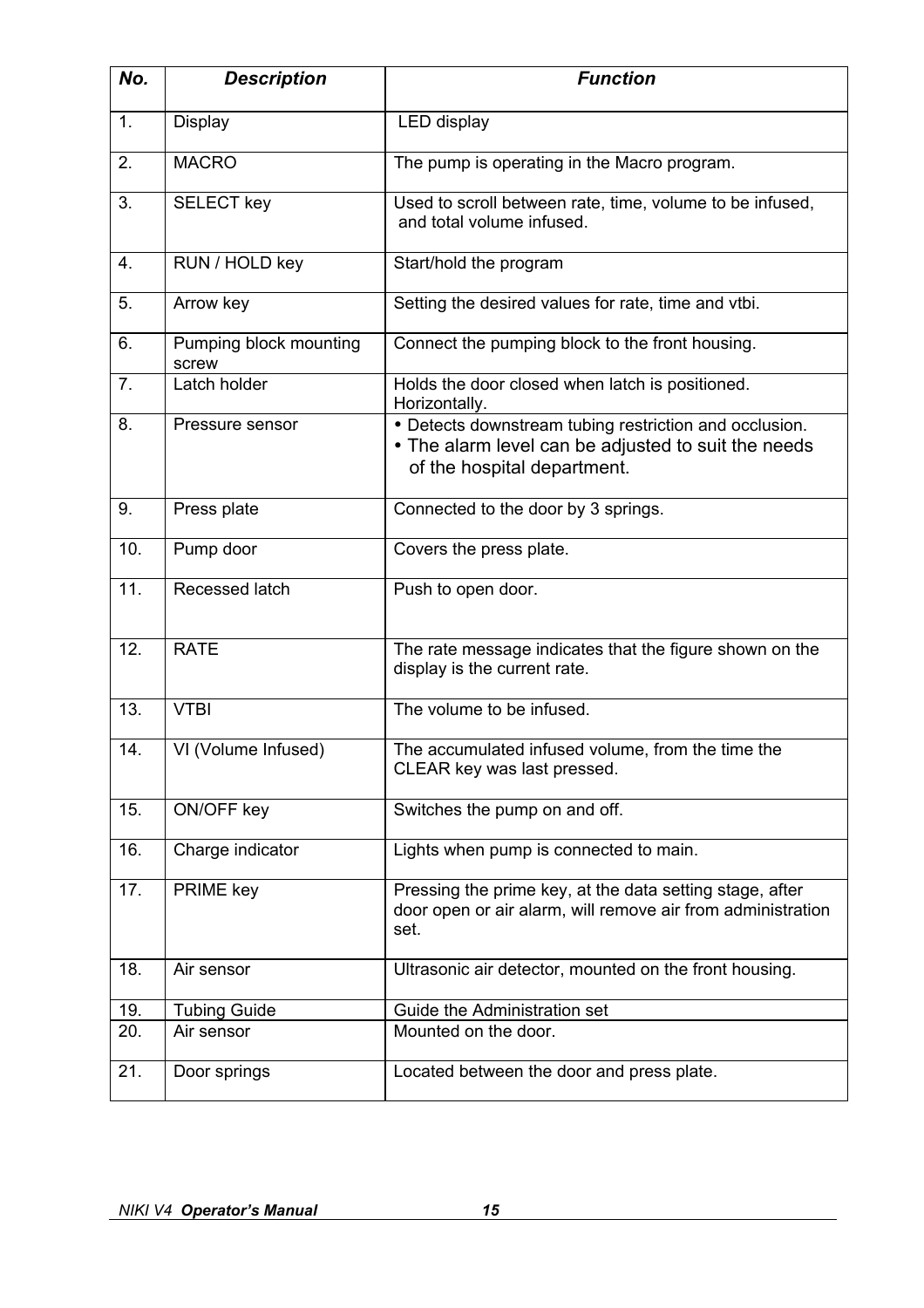| *No.* | *Description* | *Function* |
|---|---|---|
| 1. | Display | LED display |
| 2. | MACRO | The pump is operating in the Macro program. |
| 3. | SELECT key | Used to scroll between rate, time, volume to be infused, and total volume infused. |
| 4. | RUN / HOLD key | Start/hold the program |
| 5. | Arrow key | Setting the desired values for rate, time and vtbi. |
| 6. | Pumping block mounting screw | Connect the pumping block to the front housing. |
| 7. | Latch holder | Holds the door closed when latch is positioned. Horizontally. |
| 8. | Pressure sensor | • Detects downstream tubing restriction and occlusion.<br>• The alarm level can be adjusted to suit the needs of the hospital department. |
| 9. | Press plate | Connected to the door by 3 springs. |
| 10. | Pump door | Covers the press plate. |
| 11. | Recessed latch | Push to open door. |
| 12. | RATE | The rate message indicates that the figure shown on the display is the current rate. |
| 13. | VTBI | The volume to be infused. |
| 14. | VI (Volume Infused) | The accumulated infused volume, from the time the CLEAR key was last pressed. |
| 15. | ON/OFF key | Switches the pump on and off. |
| 16. | Charge indicator | Lights when pump is connected to main. |
| 17. | PRIME key | Pressing the prime key, at the data setting stage, after door open or air alarm, will remove air from administration set. |
| 18. | Air sensor | Ultrasonic air detector, mounted on the front housing. |
| 19. | Tubing Guide | Guide the Administration set |
| 20. | Air sensor | Mounted on the door. |
| 21. | Door springs | Located between the door and press plate. |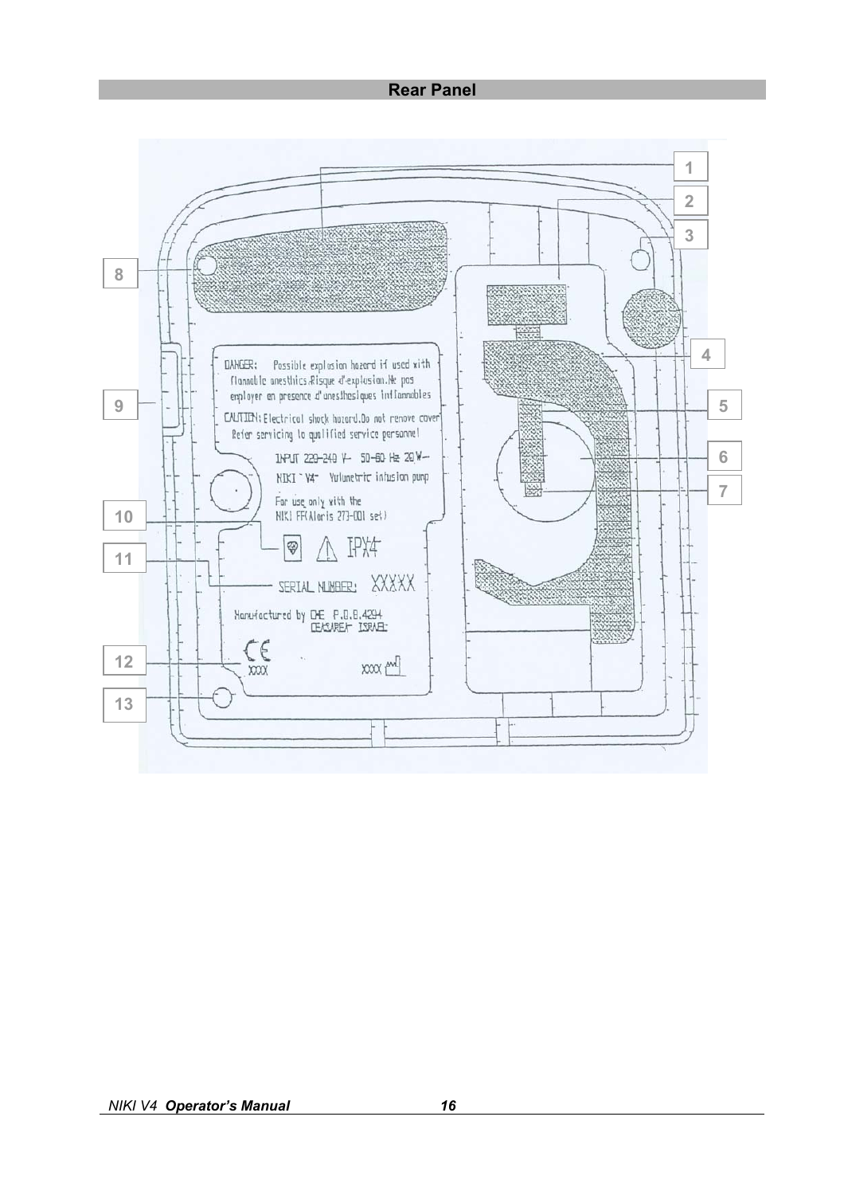## Rear Panel

1
2
3
4
5
6
7
8
9
10
11
12
13

DANGER: Possible explosion hazard if used with flammable anesthics.Risque d'explosion.Ne pas employer en presence d'anesthesiques inflammables

CAUTION: Electrical shock hazard.Do not remove cover. Refer servicing to qualified service personnel

INPUT 220-240 V~ 50-60 Hz 20 W~

NIKI V4 Volumetric infusion pump

For use only with the NIKI FF(Aloris 273-001 set)

IPX4

SERIAL NUMBER: XXXXX

Manufactured by CHE P.O.B.4294 CEASAREA ISRAEL

CE XXXX

XXXX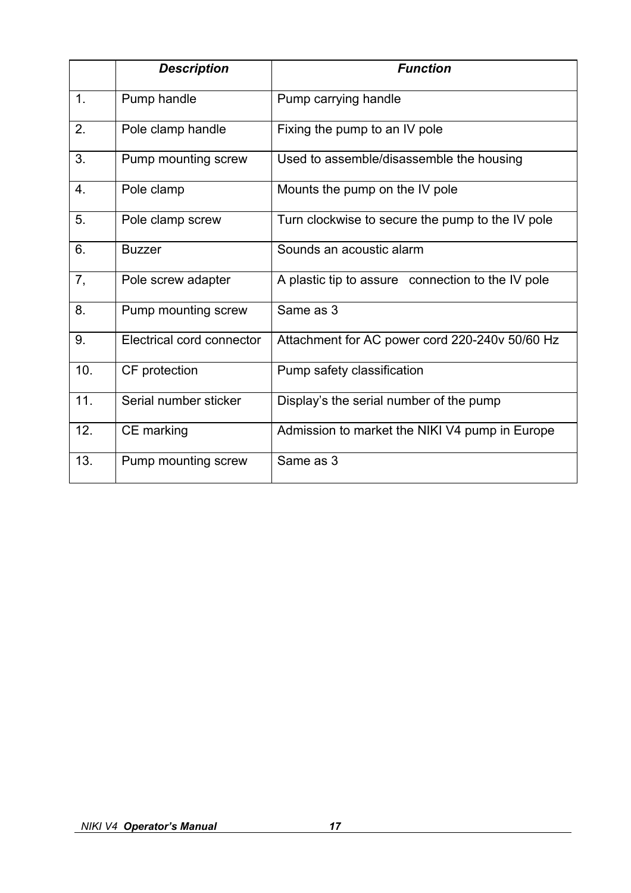| | *Description* | *Function* |
|---|---|---|
| 1. | Pump handle | Pump carrying handle |
| 2. | Pole clamp handle | Fixing the pump to an IV pole |
| 3. | Pump mounting screw | Used to assemble/disassemble the housing |
| 4. | Pole clamp | Mounts the pump on the IV pole |
| 5. | Pole clamp screw | Turn clockwise to secure the pump to the IV pole |
| 6. | Buzzer | Sounds an acoustic alarm |
| 7, | Pole screw adapter | A plastic tip to assure connection to the IV pole |
| 8. | Pump mounting screw | Same as 3 |
| 9. | Electrical cord connector | Attachment for AC power cord 220-240v 50/60 Hz |
| 10. | CF protection | Pump safety classification |
| 11. | Serial number sticker | Display's the serial number of the pump |
| 12. | CE marking | Admission to market the NIKI V4 pump in Europe |
| 13. | Pump mounting screw | Same as 3 |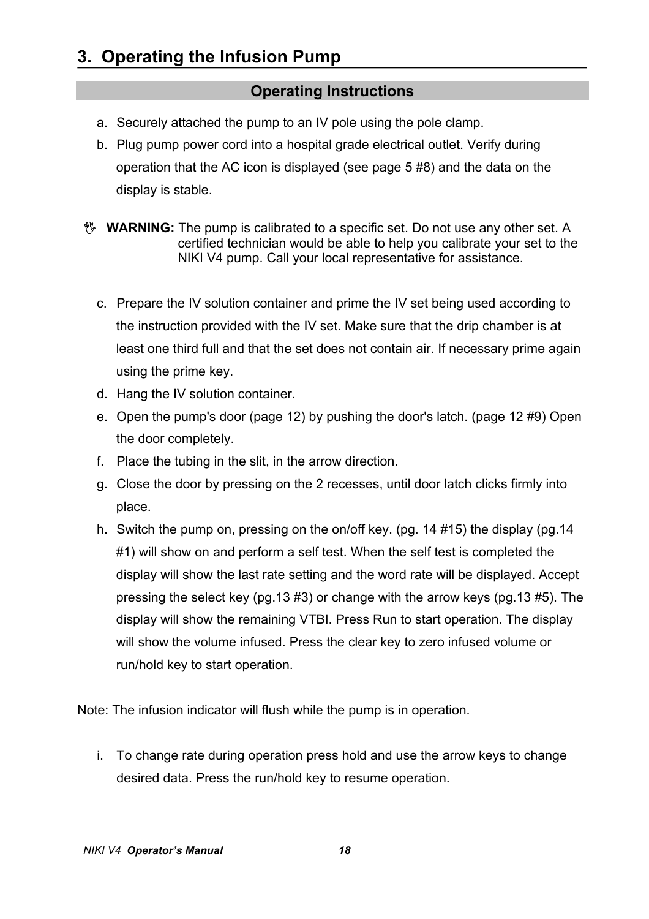# 3. Operating the Infusion Pump

## Operating Instructions

a. Securely attached the pump to an IV pole using the pole clamp.

b. Plug pump power cord into a hospital grade electrical outlet. Verify during operation that the AC icon is displayed (see page 5 #8) and the data on the display is stable.

**WARNING:** The pump is calibrated to a specific set. Do not use any other set. A certified technician would be able to help you calibrate your set to the NIKI V4 pump. Call your local representative for assistance.

c. Prepare the IV solution container and prime the IV set being used according to the instruction provided with the IV set. Make sure that the drip chamber is at least one third full and that the set does not contain air. If necessary prime again using the prime key.

d. Hang the IV solution container.

e. Open the pump's door (page 12) by pushing the door's latch. (page 12 #9) Open the door completely.

f. Place the tubing in the slit, in the arrow direction.

g. Close the door by pressing on the 2 recesses, until door latch clicks firmly into place.

h. Switch the pump on, pressing on the on/off key. (pg. 14 #15) the display (pg.14 #1) will show on and perform a self test. When the self test is completed the display will show the last rate setting and the word rate will be displayed. Accept pressing the select key (pg.13 #3) or change with the arrow keys (pg.13 #5). The display will show the remaining VTBI. Press Run to start operation. The display will show the volume infused. Press the clear key to zero infused volume or run/hold key to start operation.

Note: The infusion indicator will flush while the pump is in operation.

i. To change rate during operation press hold and use the arrow keys to change desired data. Press the run/hold key to resume operation.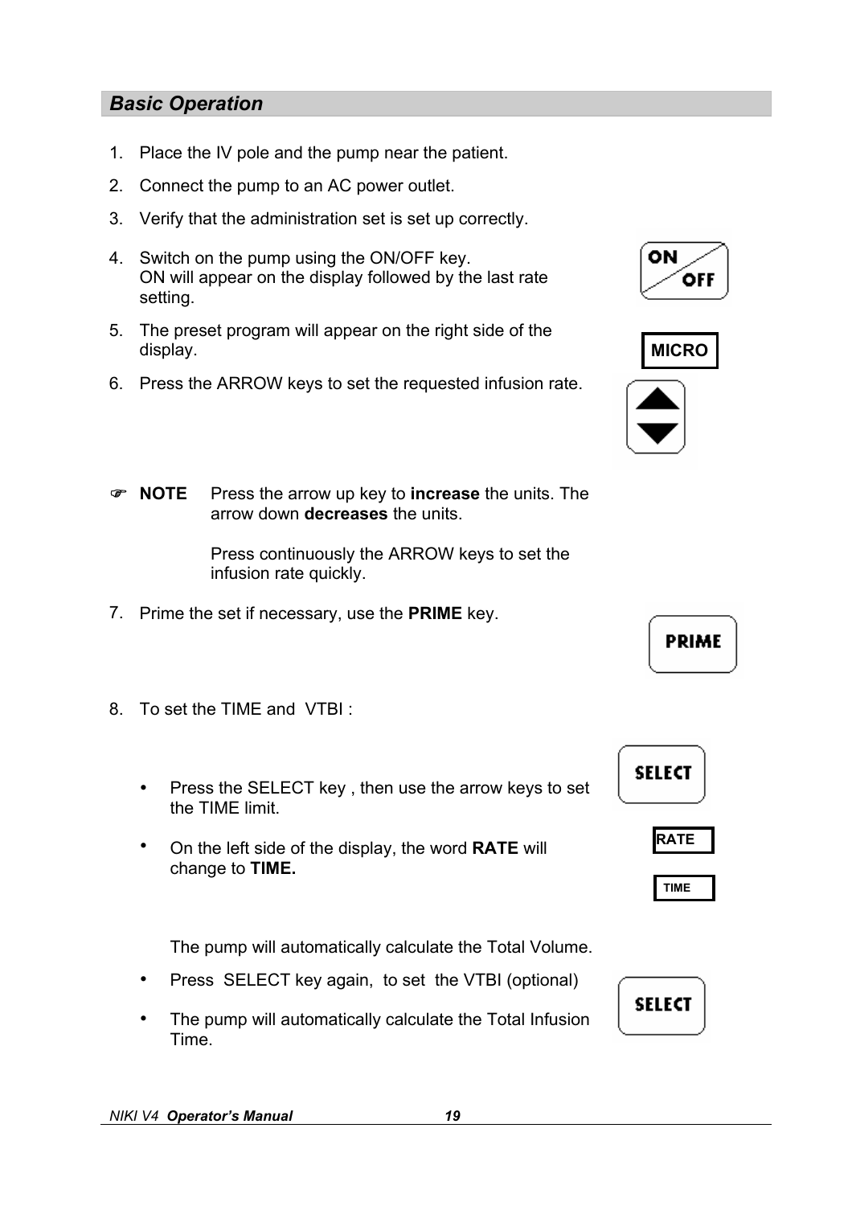## *Basic Operation*

1. Place the IV pole and the pump near the patient.
2. Connect the pump to an AC power outlet.
3. Verify that the administration set is set up correctly.
4. Switch on the pump using the ON/OFF key. ON will appear on the display followed by the last rate setting.
5. The preset program will appear on the right side of the display.
6. Press the ARROW keys to set the requested infusion rate.

MICRO

☞ **NOTE** Press the arrow up key to **increase** the units. The arrow down **decreases** the units.

Press continuously the ARROW keys to set the infusion rate quickly.

7. Prime the set if necessary, use the **PRIME** key.
8. To set the TIME and VTBI :

   - Press the SELECT key , then use the arrow keys to set the TIME limit.
   - On the left side of the display, the word **RATE** will change to **TIME.**

   RATE

   TIME

   The pump will automatically calculate the Total Volume.

   - Press SELECT key again, to set the VTBI (optional)
   - The pump will automatically calculate the Total Infusion Time.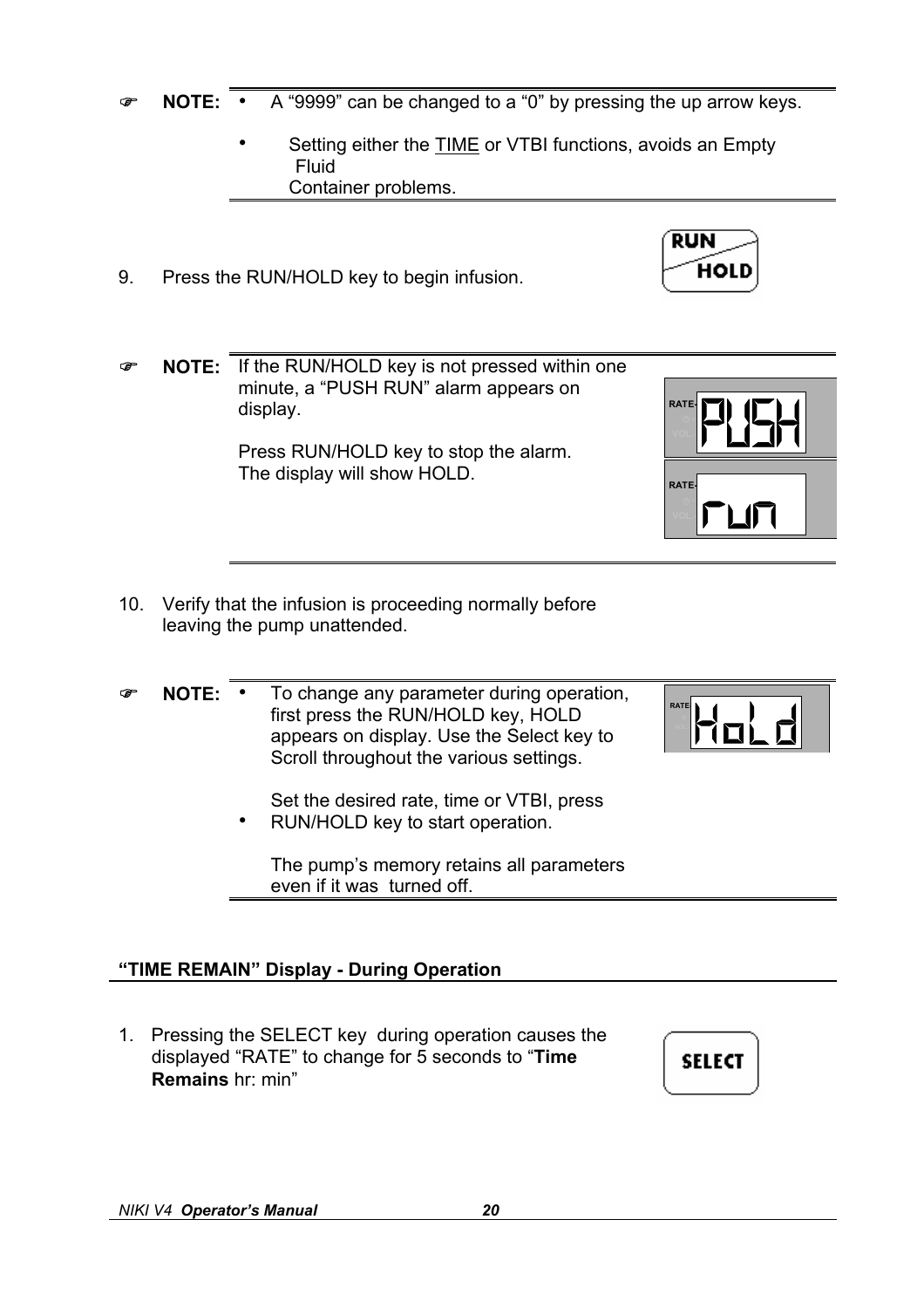☞ **NOTE:**

- A “9999” can be changed to a “0” by pressing the up arrow keys.
- Setting either the TIME or VTBI functions, avoids an Empty Fluid Container problems.

9. Press the RUN/HOLD key to begin infusion.

RUN
HOLD

☞ **NOTE:** If the RUN/HOLD key is not pressed within one minute, a “PUSH RUN” alarm appears on display.

Press RUN/HOLD key to stop the alarm.
The display will show HOLD.

RATE
VOL
PUSH

RATE
VOL
run

10. Verify that the infusion is proceeding normally before leaving the pump unattended.

☞ **NOTE:**

- To change any parameter during operation, first press the RUN/HOLD key, HOLD appears on display. Use the Select key to Scroll throughout the various settings.

  Set the desired rate, time or VTBI, press
- RUN/HOLD key to start operation.

  The pump’s memory retains all parameters even if it was turned off.

RATE
HoLd

**“TIME REMAIN” Display - During Operation**

1. Pressing the SELECT key during operation causes the displayed “RATE” to change for 5 seconds to “**Time Remains** hr: min”

SELECT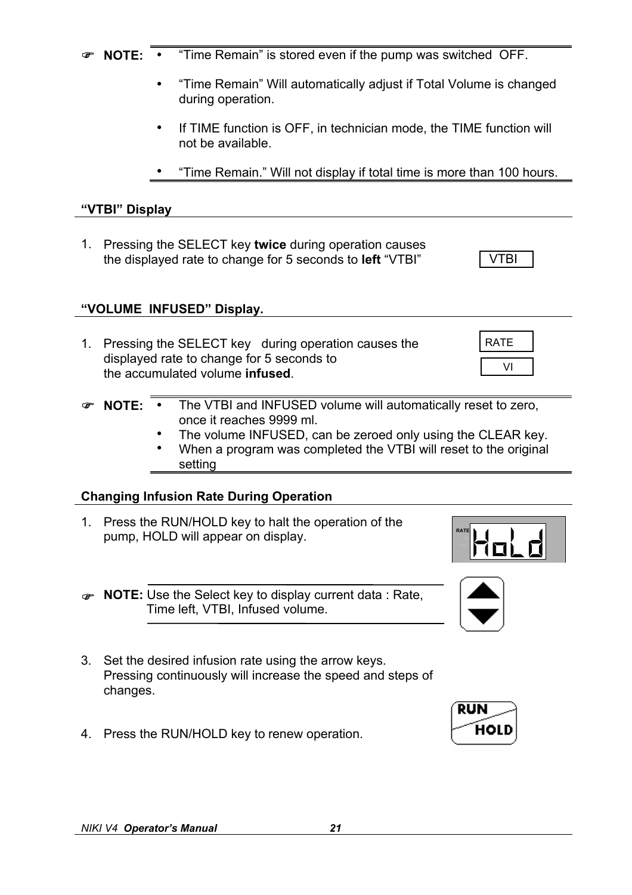☞ **NOTE:**

- "Time Remain" is stored even if the pump was switched OFF.
- "Time Remain" Will automatically adjust if Total Volume is changed during operation.
- If TIME function is OFF, in technician mode, the TIME function will not be available.
- "Time Remain." Will not display if total time is more than 100 hours.

### "VTBI" Display

1. Pressing the SELECT key **twice** during operation causes the displayed rate to change for 5 seconds to **left** "VTBI"

VTBI

### "VOLUME INFUSED" Display.

1. Pressing the SELECT key during operation causes the displayed rate to change for 5 seconds to the accumulated volume **infused**.

RATE

VI

☞ **NOTE:**

- The VTBI and INFUSED volume will automatically reset to zero, once it reaches 9999 ml.
- The volume INFUSED, can be zeroed only using the CLEAR key.
- When a program was completed the VTBI will reset to the original setting

### Changing Infusion Rate During Operation

1. Press the RUN/HOLD key to halt the operation of the pump, HOLD will appear on display.

RATE HoLd

☞ **NOTE:** Use the Select key to display current data : Rate, Time left, VTBI, Infused volume.

3. Set the desired infusion rate using the arrow keys. Pressing continuously will increase the speed and steps of changes.

4. Press the RUN/HOLD key to renew operation.

RUN HOLD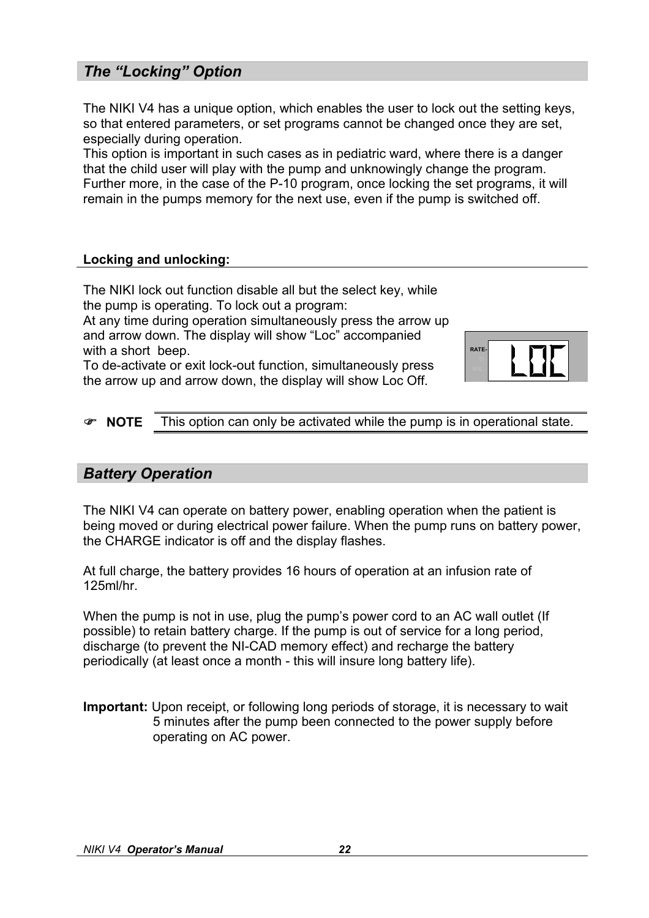## *The "Locking" Option*

The NIKI V4 has a unique option, which enables the user to lock out the setting keys, so that entered parameters, or set programs cannot be changed once they are set, especially during operation.
This option is important in such cases as in pediatric ward, where there is a danger that the child user will play with the pump and unknowingly change the program. Further more, in the case of the P-10 program, once locking the set programs, it will remain in the pumps memory for the next use, even if the pump is switched off.

### Locking and unlocking:

The NIKI lock out function disable all but the select key, while the pump is operating. To lock out a program:
At any time during operation simultaneously press the arrow up and arrow down. The display will show "Loc" accompanied with a short beep.
To de-activate or exit lock-out function, simultaneously press the arrow up and arrow down, the display will show Loc Off.

RATE-
VOL
LOC

☞ **NOTE** This option can only be activated while the pump is in operational state.

## *Battery Operation*

The NIKI V4 can operate on battery power, enabling operation when the patient is being moved or during electrical power failure. When the pump runs on battery power, the CHARGE indicator is off and the display flashes.

At full charge, the battery provides 16 hours of operation at an infusion rate of 125ml/hr.

When the pump is not in use, plug the pump's power cord to an AC wall outlet (If possible) to retain battery charge. If the pump is out of service for a long period, discharge (to prevent the NI-CAD memory effect) and recharge the battery periodically (at least once a month - this will insure long battery life).

**Important:** Upon receipt, or following long periods of storage, it is necessary to wait 5 minutes after the pump been connected to the power supply before operating on AC power.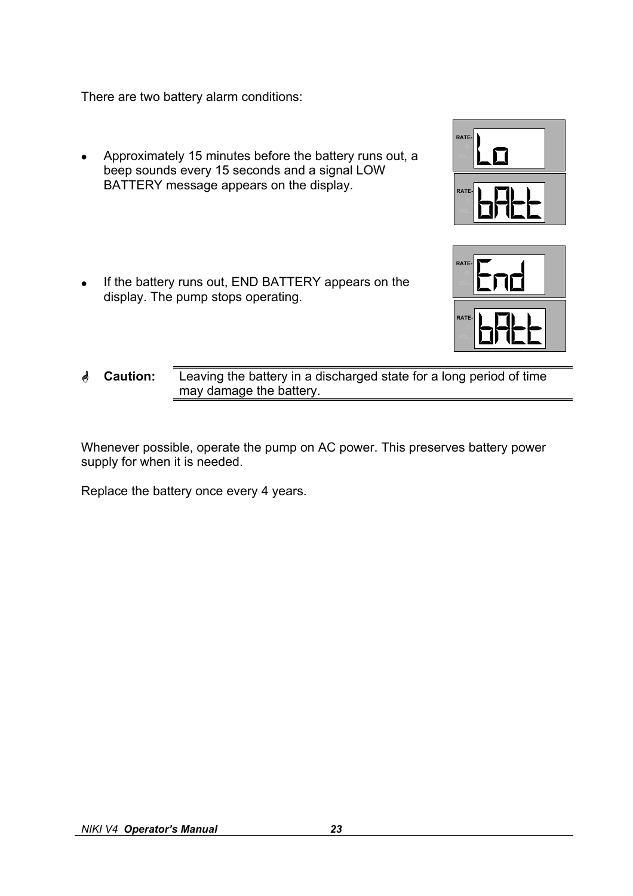There are two battery alarm conditions:

- Approximately 15 minutes before the battery runs out, a beep sounds every 15 seconds and a signal LOW BATTERY message appears on the display.

RATE- Lo

RATE- bAtt

- If the battery runs out, END BATTERY appears on the display. The pump stops operating.

RATE- End

RATE- bAtt

**Caution:** Leaving the battery in a discharged state for a long period of time may damage the battery.

Whenever possible, operate the pump on AC power. This preserves battery power supply for when it is needed.

Replace the battery once every 4 years.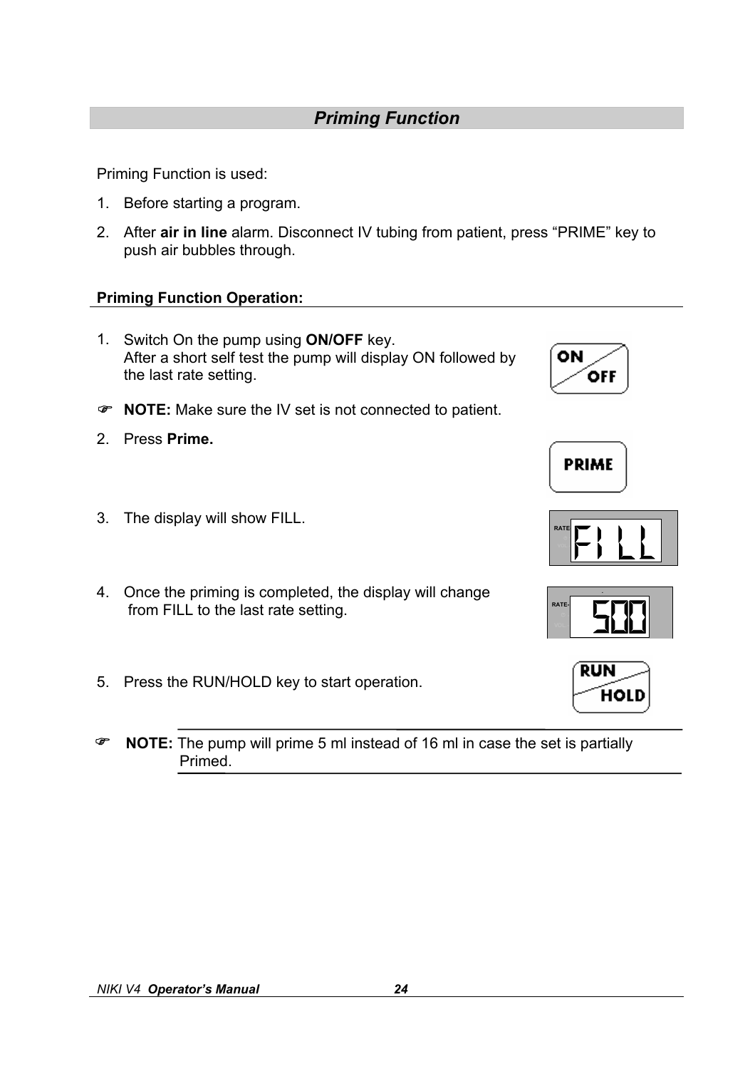## *Priming Function*

Priming Function is used:

1. Before starting a program.
2. After **air in line** alarm. Disconnect IV tubing from patient, press “PRIME” key to push air bubbles through.

**Priming Function Operation:**

1. Switch On the pump using **ON/OFF** key.
   After a short self test the pump will display ON followed by the last rate setting.

☞ **NOTE:** Make sure the IV set is not connected to patient.

2. Press **Prime.**

3. The display will show FILL.

4. Once the priming is completed, the display will change from FILL to the last rate setting.

5. Press the RUN/HOLD key to start operation.

☞ **NOTE:** The pump will prime 5 ml instead of 16 ml in case the set is partially Primed.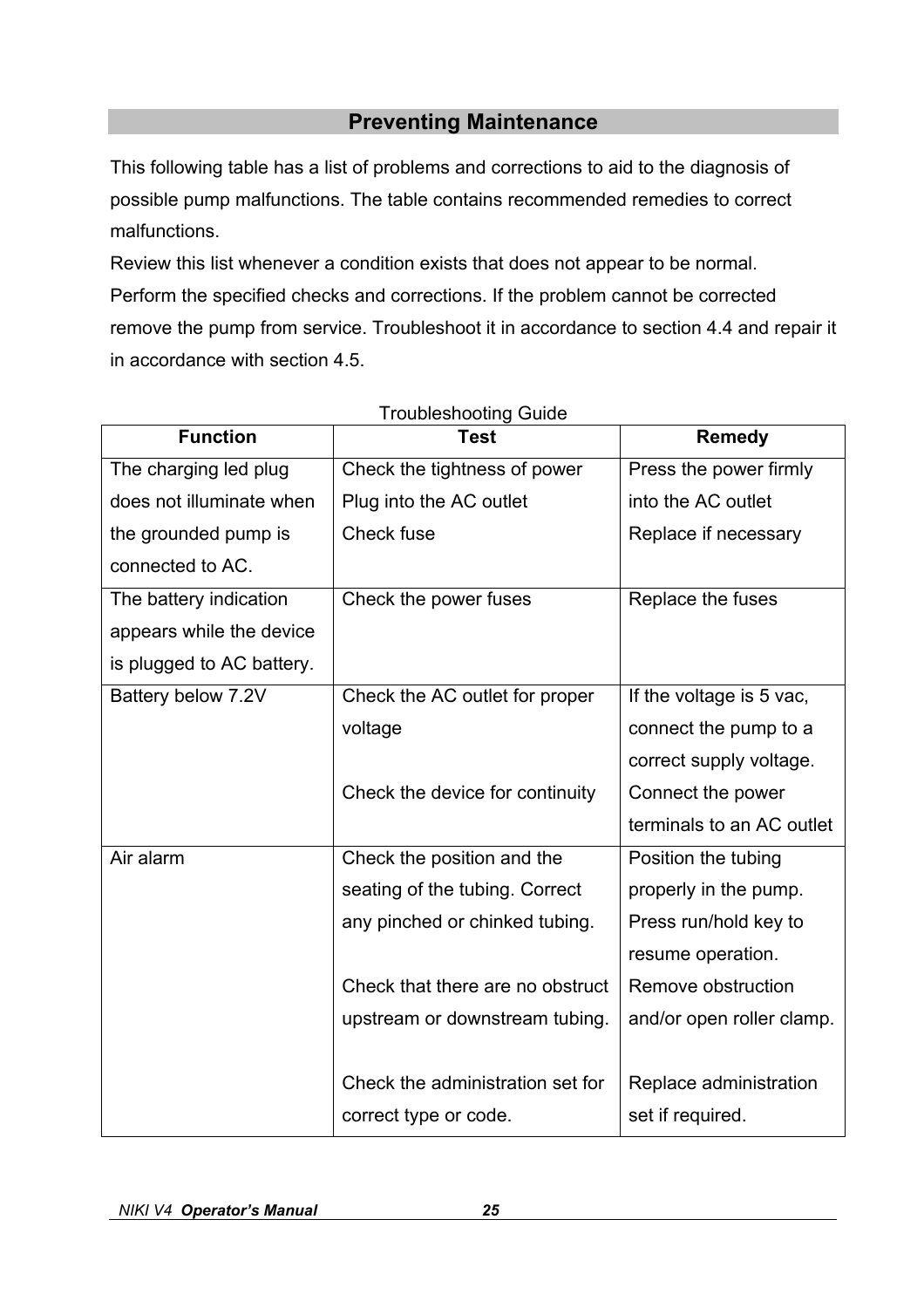## Preventing Maintenance

This following table has a list of problems and corrections to aid to the diagnosis of possible pump malfunctions. The table contains recommended remedies to correct malfunctions.
Review this list whenever a condition exists that does not appear to be normal.
Perform the specified checks and corrections. If the problem cannot be corrected remove the pump from service. Troubleshoot it in accordance to section 4.4 and repair it in accordance with section 4.5.

Troubleshooting Guide

| Function | Test | Remedy |
|---|---|---|
| The charging led plug does not illuminate when the grounded pump is connected to AC. | Check the tightness of power Plug into the AC outlet<br>Check fuse | Press the power firmly into the AC outlet<br>Replace if necessary |
| The battery indication appears while the device is plugged to AC battery. | Check the power fuses | Replace the fuses |
| Battery below 7.2V | Check the AC outlet for proper voltage<br><br>Check the device for continuity | If the voltage is 5 vac, connect the pump to a correct supply voltage.<br>Connect the power terminals to an AC outlet |
| Air alarm | Check the position and the seating of the tubing. Correct any pinched or chinked tubing.<br><br>Check that there are no obstruct upstream or downstream tubing.<br><br>Check the administration set for correct type or code. | Position the tubing properly in the pump. Press run/hold key to resume operation.<br>Remove obstruction and/or open roller clamp.<br><br>Replace administration set if required. |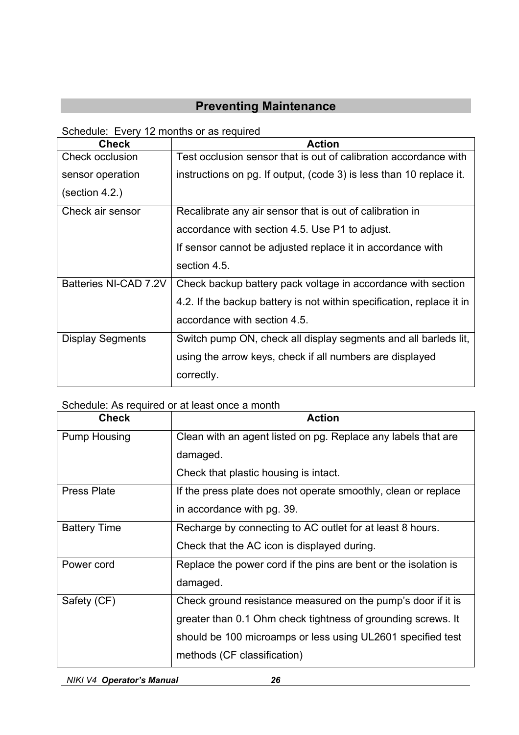## Preventing Maintenance

Schedule: Every 12 months or as required

| Check | Action |
|---|---|
| Check occlusion sensor operation (section 4.2.) | Test occlusion sensor that is out of calibration accordance with instructions on pg. If output, (code 3) is less than 10 replace it. |
| Check air sensor | Recalibrate any air sensor that is out of calibration in accordance with section 4.5. Use P1 to adjust. If sensor cannot be adjusted replace it in accordance with section 4.5. |
| Batteries NI-CAD 7.2V | Check backup battery pack voltage in accordance with section 4.2. If the backup battery is not within specification, replace it in accordance with section 4.5. |
| Display Segments | Switch pump ON, check all display segments and all barleds lit, using the arrow keys, check if all numbers are displayed correctly. |

Schedule: As required or at least once a month

| Check | Action |
|---|---|
| Pump Housing | Clean with an agent listed on pg. Replace any labels that are damaged. Check that plastic housing is intact. |
| Press Plate | If the press plate does not operate smoothly, clean or replace in accordance with pg. 39. |
| Battery Time | Recharge by connecting to AC outlet for at least 8 hours. Check that the AC icon is displayed during. |
| Power cord | Replace the power cord if the pins are bent or the isolation is damaged. |
| Safety (CF) | Check ground resistance measured on the pump's door if it is greater than 0.1 Ohm check tightness of grounding screws. It should be 100 microamps or less using UL2601 specified test methods (CF classification) |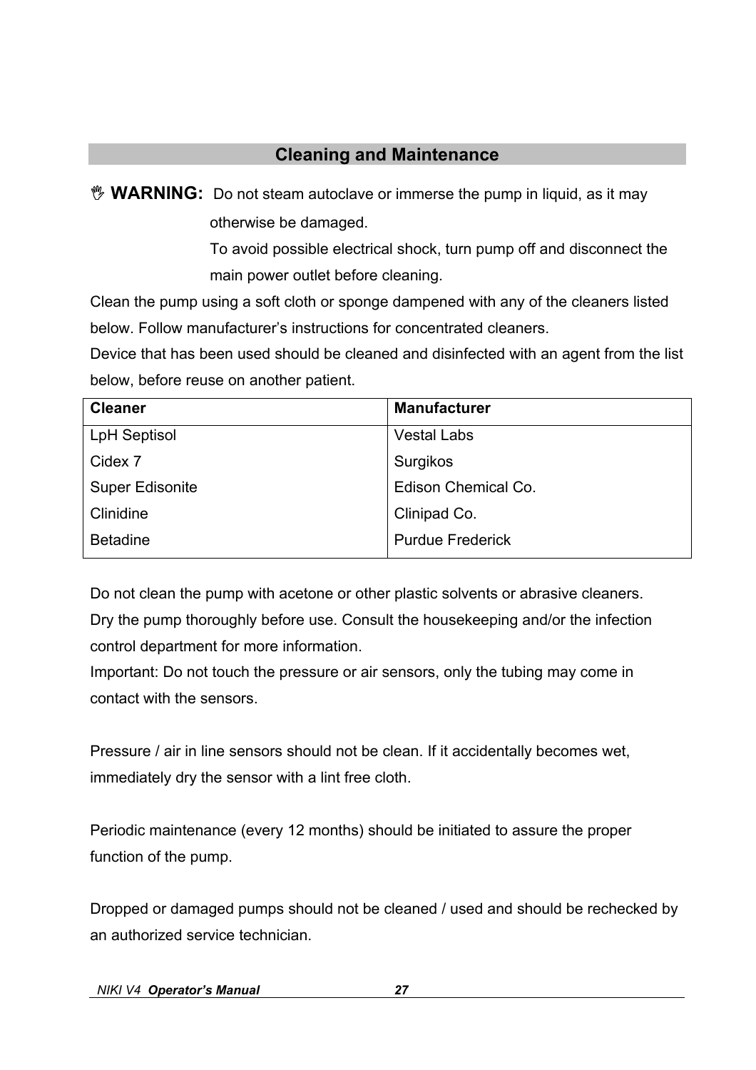## Cleaning and Maintenance

✋ **WARNING:** Do not steam autoclave or immerse the pump in liquid, as it may otherwise be damaged.
To avoid possible electrical shock, turn pump off and disconnect the main power outlet before cleaning.

Clean the pump using a soft cloth or sponge dampened with any of the cleaners listed below. Follow manufacturer's instructions for concentrated cleaners.

Device that has been used should be cleaned and disinfected with an agent from the list below, before reuse on another patient.

| Cleaner | Manufacturer |
|---|---|
| LpH Septisol | Vestal Labs |
| Cidex 7 | Surgikos |
| Super Edisonite | Edison Chemical Co. |
| Clinidine | Clinipad Co. |
| Betadine | Purdue Frederick |

Do not clean the pump with acetone or other plastic solvents or abrasive cleaners.
Dry the pump thoroughly before use. Consult the housekeeping and/or the infection control department for more information.
Important: Do not touch the pressure or air sensors, only the tubing may come in contact with the sensors.

Pressure / air in line sensors should not be clean. If it accidentally becomes wet, immediately dry the sensor with a lint free cloth.

Periodic maintenance (every 12 months) should be initiated to assure the proper function of the pump.

Dropped or damaged pumps should not be cleaned / used and should be rechecked by an authorized service technician.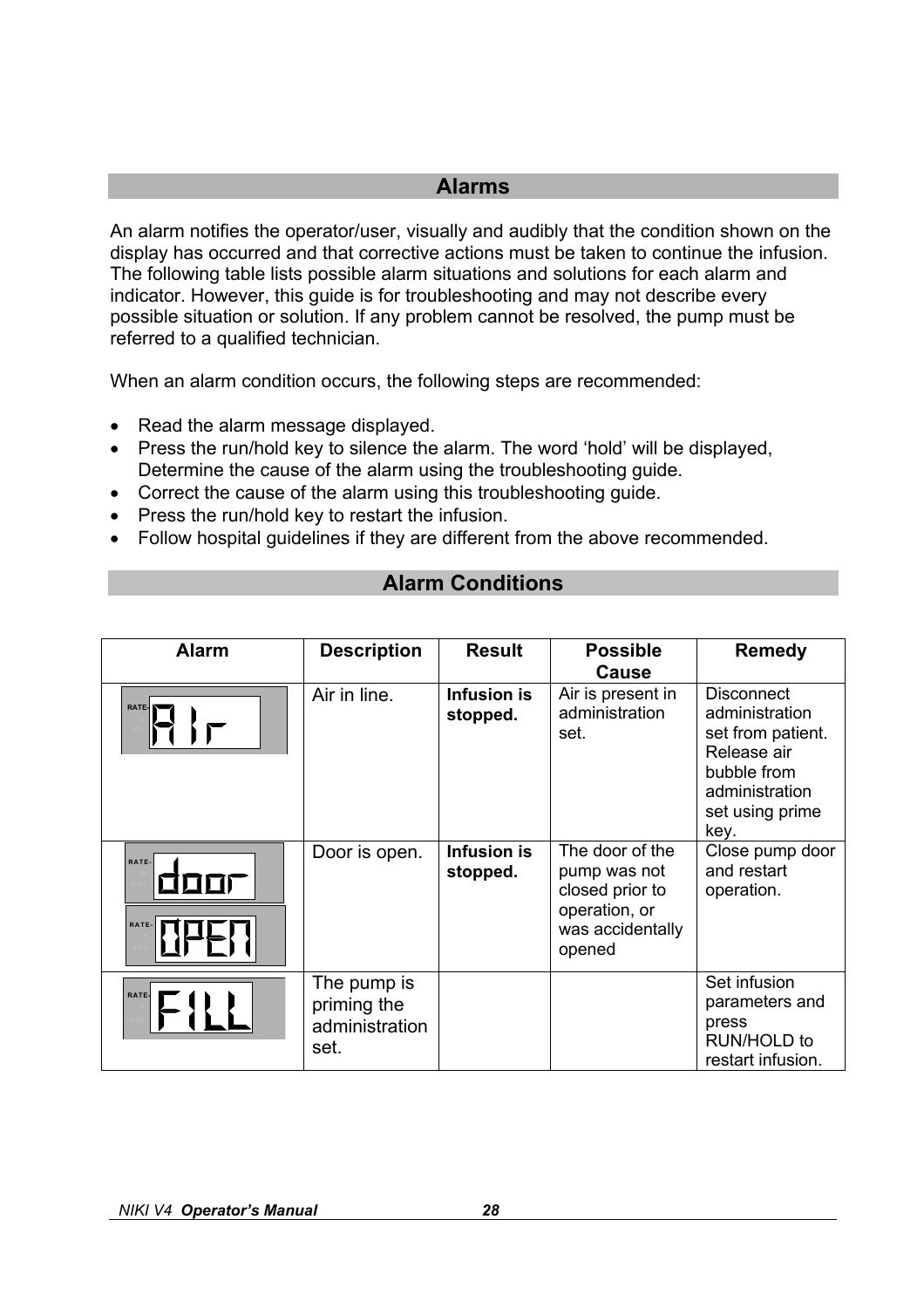## Alarms

An alarm notifies the operator/user, visually and audibly that the condition shown on the display has occurred and that corrective actions must be taken to continue the infusion. The following table lists possible alarm situations and solutions for each alarm and indicator. However, this guide is for troubleshooting and may not describe every possible situation or solution. If any problem cannot be resolved, the pump must be referred to a qualified technician.

When an alarm condition occurs, the following steps are recommended:

- Read the alarm message displayed.
- Press the run/hold key to silence the alarm. The word 'hold' will be displayed, Determine the cause of the alarm using the troubleshooting guide.
- Correct the cause of the alarm using this troubleshooting guide.
- Press the run/hold key to restart the infusion.
- Follow hospital guidelines if they are different from the above recommended.

## Alarm Conditions

| Alarm | Description | Result | Possible Cause | Remedy |
|---|---|---|---|---|
| AIr | Air in line. | **Infusion is stopped.** | Air is present in administration set. | Disconnect administration set from patient. Release air bubble from administration set using prime key. |
| door OPEN | Door is open. | **Infusion is stopped.** | The door of the pump was not closed prior to operation, or was accidentally opened | Close pump door and restart operation. |
| FILL | The pump is priming the administration set. | | | Set infusion parameters and press RUN/HOLD to restart infusion. |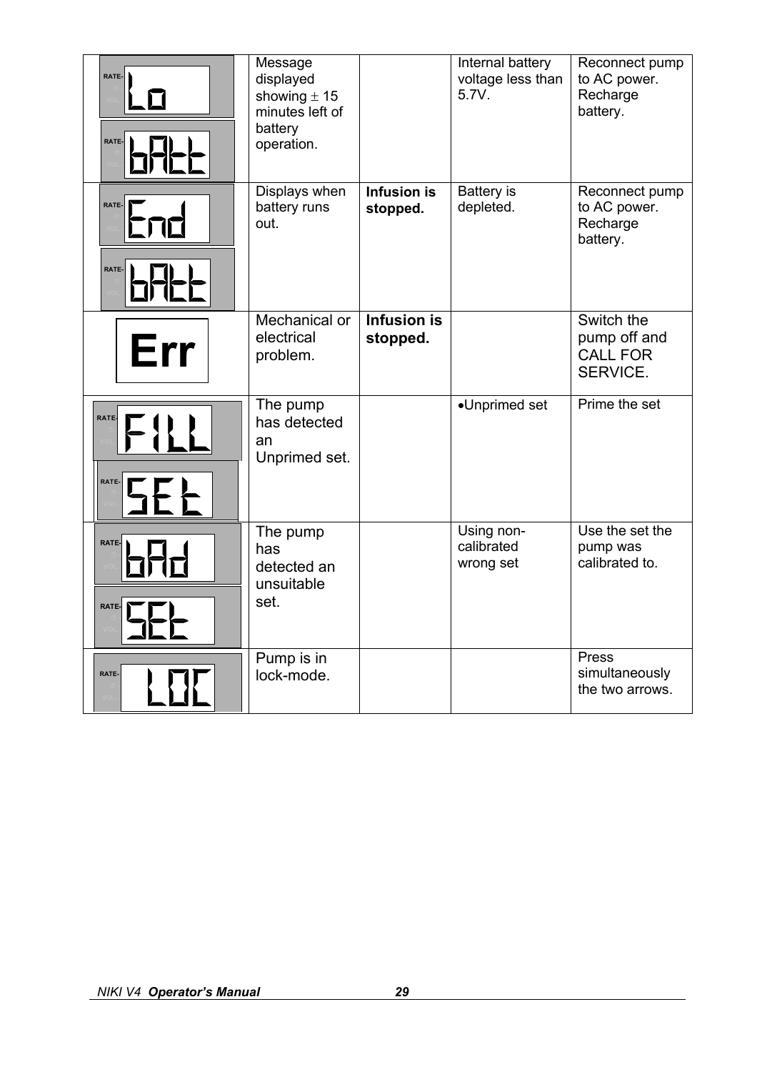| | | | | |
|---|---|---|---|---|
| Lo bAtt | Message displayed showing ± 15 minutes left of battery operation. | | Internal battery voltage less than 5.7V. | Reconnect pump to AC power. Recharge battery. |
| End bAtt | Displays when battery runs out. | **Infusion is stopped.** | Battery is depleted. | Reconnect pump to AC power. Recharge battery. |
| Err | Mechanical or electrical problem. | **Infusion is stopped.** | | Switch the pump off and CALL FOR SERVICE. |
| FILL SEt | The pump has detected an Unprimed set. | | •Unprimed set | Prime the set |
| bAd SEt | The pump has detected an unsuitable set. | | Using non-calibrated wrong set | Use the set the pump was calibrated to. |
| LOC | Pump is in lock-mode. | | | Press simultaneously the two arrows. |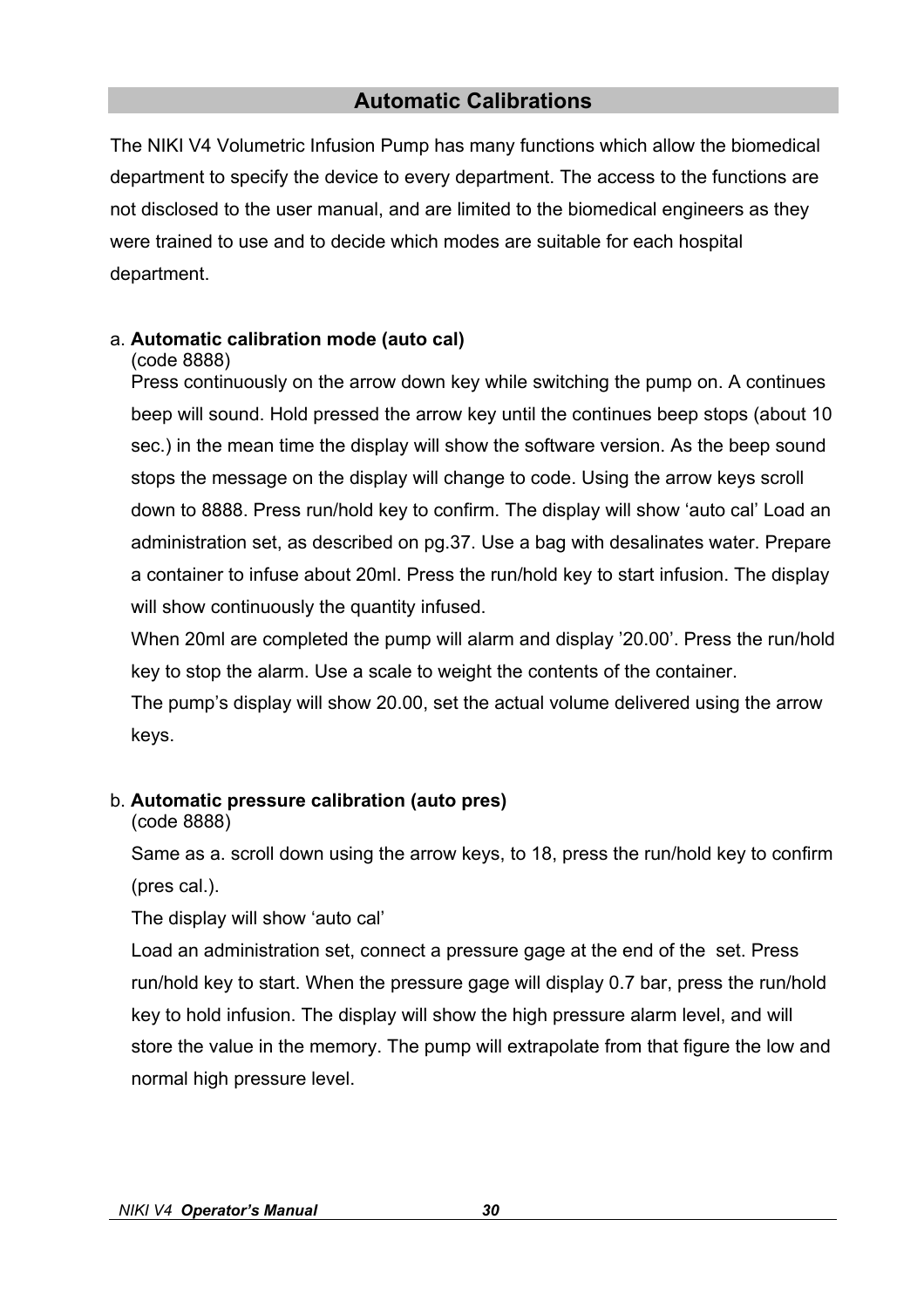## Automatic Calibrations

The NIKI V4 Volumetric Infusion Pump has many functions which allow the biomedical department to specify the device to every department. The access to the functions are not disclosed to the user manual, and are limited to the biomedical engineers as they were trained to use and to decide which modes are suitable for each hospital department.

a. **Automatic calibration mode (auto cal)**
(code 8888)
Press continuously on the arrow down key while switching the pump on. A continues beep will sound. Hold pressed the arrow key until the continues beep stops (about 10 sec.) in the mean time the display will show the software version. As the beep sound stops the message on the display will change to code. Using the arrow keys scroll down to 8888. Press run/hold key to confirm. The display will show 'auto cal' Load an administration set, as described on pg.37. Use a bag with desalinates water. Prepare a container to infuse about 20ml. Press the run/hold key to start infusion. The display will show continuously the quantity infused.
When 20ml are completed the pump will alarm and display '20.00'. Press the run/hold key to stop the alarm. Use a scale to weight the contents of the container.
The pump's display will show 20.00, set the actual volume delivered using the arrow keys.

b. **Automatic pressure calibration (auto pres)**
(code 8888)
Same as a. scroll down using the arrow keys, to 18, press the run/hold key to confirm (pres cal.).
The display will show 'auto cal'
Load an administration set, connect a pressure gage at the end of the set. Press run/hold key to start. When the pressure gage will display 0.7 bar, press the run/hold key to hold infusion. The display will show the high pressure alarm level, and will store the value in the memory. The pump will extrapolate from that figure the low and normal high pressure level.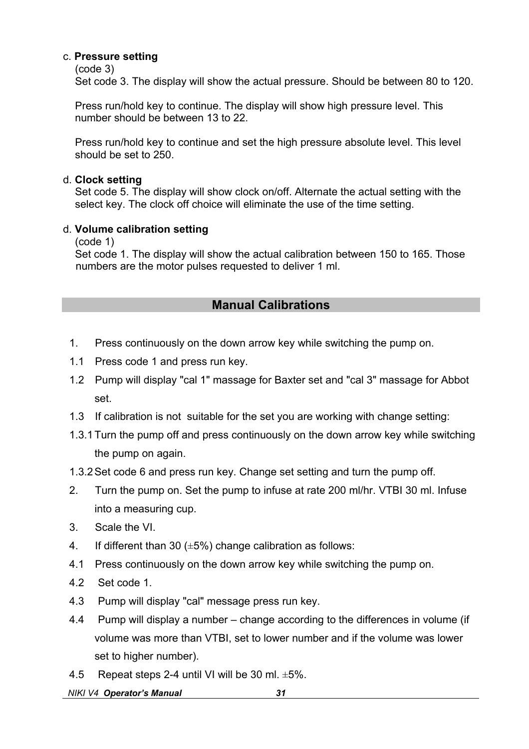c. **Pressure setting**
(code 3)
Set code 3. The display will show the actual pressure. Should be between 80 to 120.

Press run/hold key to continue. The display will show high pressure level. This number should be between 13 to 22.

Press run/hold key to continue and set the high pressure absolute level. This level should be set to 250.

d. **Clock setting**
Set code 5. The display will show clock on/off. Alternate the actual setting with the select key. The clock off choice will eliminate the use of the time setting.

d. **Volume calibration setting**
(code 1)
Set code 1. The display will show the actual calibration between 150 to 165. Those numbers are the motor pulses requested to deliver 1 ml.

## Manual Calibrations

1. Press continuously on the down arrow key while switching the pump on.
1.1 Press code 1 and press run key.
1.2 Pump will display "cal 1" massage for Baxter set and "cal 3" massage for Abbot set.
1.3 If calibration is not suitable for the set you are working with change setting:
1.3.1 Turn the pump off and press continuously on the down arrow key while switching the pump on again.
1.3.2 Set code 6 and press run key. Change set setting and turn the pump off.
2. Turn the pump on. Set the pump to infuse at rate 200 ml/hr. VTBI 30 ml. Infuse into a measuring cup.
3. Scale the VI.
4. If different than 30 (±5%) change calibration as follows:
4.1 Press continuously on the down arrow key while switching the pump on.
4.2 Set code 1.
4.3 Pump will display "cal" message press run key.
4.4 Pump will display a number – change according to the differences in volume (if volume was more than VTBI, set to lower number and if the volume was lower set to higher number).
4.5 Repeat steps 2-4 until VI will be 30 ml. ±5%.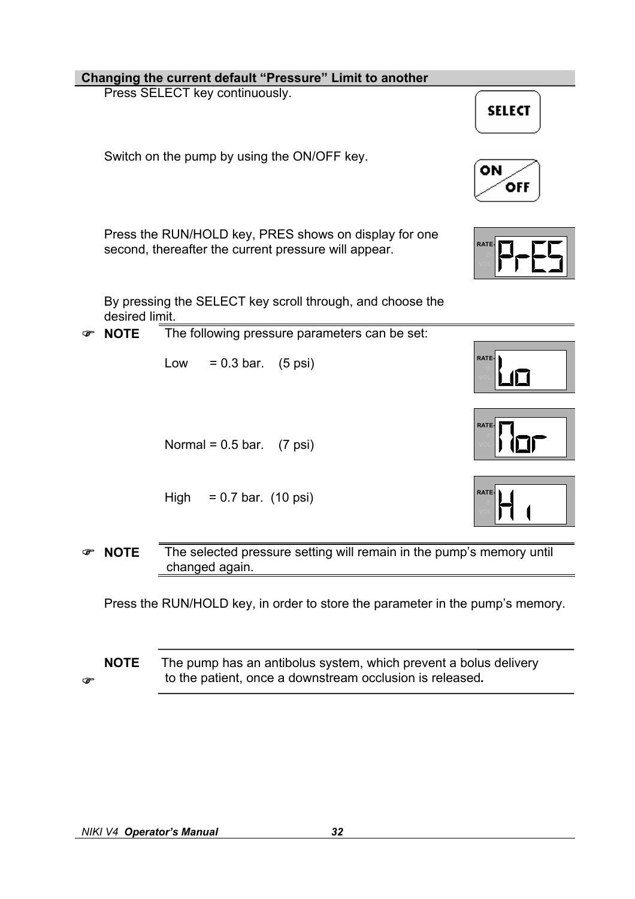## Changing the current default "Pressure" Limit to another

Press SELECT key continuously.

Switch on the pump by using the ON/OFF key.

Press the RUN/HOLD key, PRES shows on display for one second, thereafter the current pressure will appear.

By pressing the SELECT key scroll through, and choose the desired limit.

☞ **NOTE** The following pressure parameters can be set:

Low = 0.3 bar. (5 psi)

Normal = 0.5 bar. (7 psi)

High = 0.7 bar. (10 psi)

☞ **NOTE** The selected pressure setting will remain in the pump's memory until changed again.

Press the RUN/HOLD key, in order to store the parameter in the pump's memory.

☞ **NOTE** The pump has an antibolus system, which prevent a bolus delivery to the patient, once a downstream occlusion is released**.**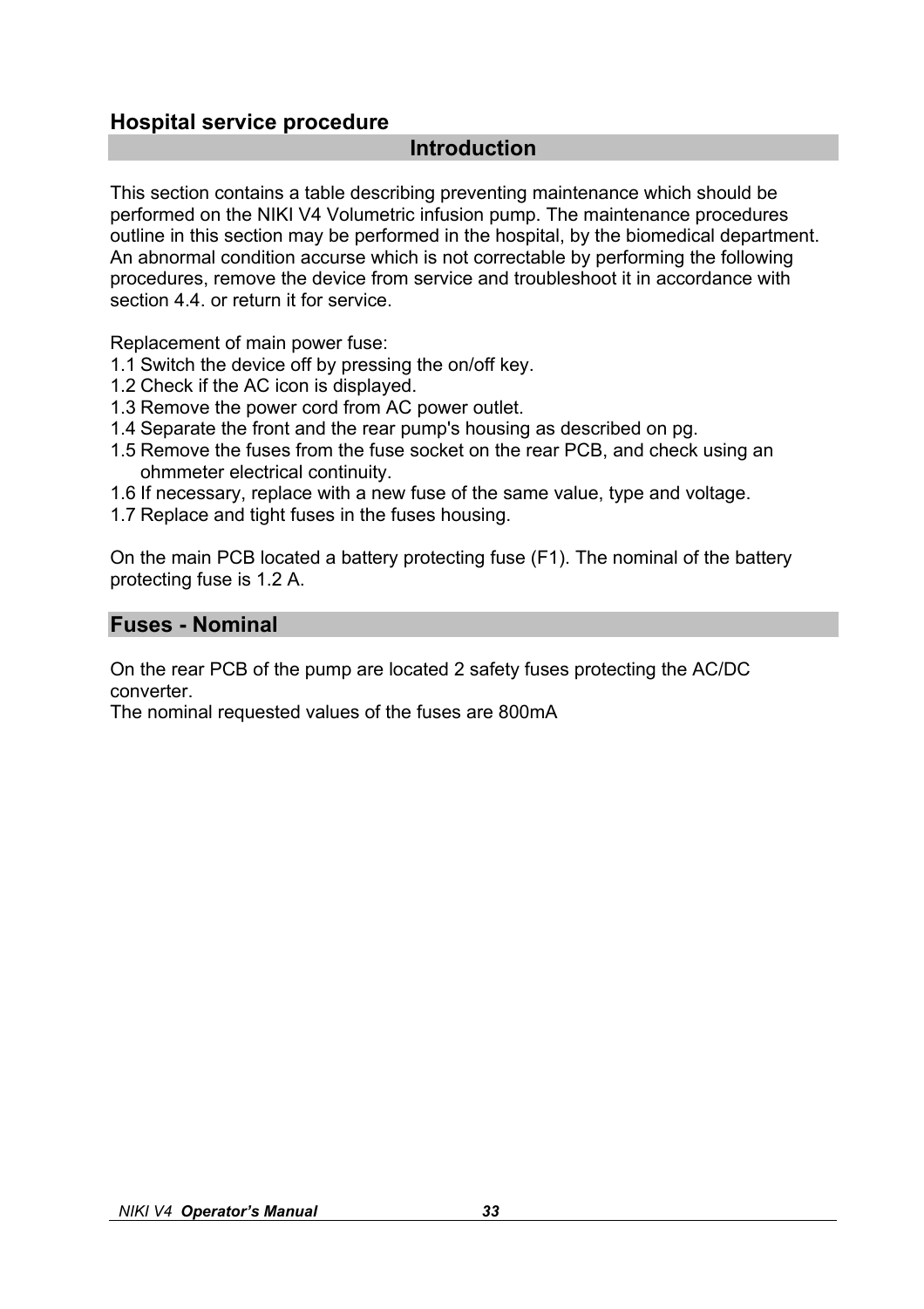## Hospital service procedure

### Introduction

This section contains a table describing preventing maintenance which should be performed on the NIKI V4 Volumetric infusion pump. The maintenance procedures outline in this section may be performed in the hospital, by the biomedical department. An abnormal condition accurse which is not correctable by performing the following procedures, remove the device from service and troubleshoot it in accordance with section 4.4. or return it for service.

Replacement of main power fuse:

1.1 Switch the device off by pressing the on/off key.
1.2 Check if the AC icon is displayed.
1.3 Remove the power cord from AC power outlet.
1.4 Separate the front and the rear pump's housing as described on pg.
1.5 Remove the fuses from the fuse socket on the rear PCB, and check using an ohmmeter electrical continuity.
1.6 If necessary, replace with a new fuse of the same value, type and voltage.
1.7 Replace and tight fuses in the fuses housing.

On the main PCB located a battery protecting fuse (F1). The nominal of the battery protecting fuse is 1.2 A.

### Fuses - Nominal

On the rear PCB of the pump are located 2 safety fuses protecting the AC/DC converter.
The nominal requested values of the fuses are 800mA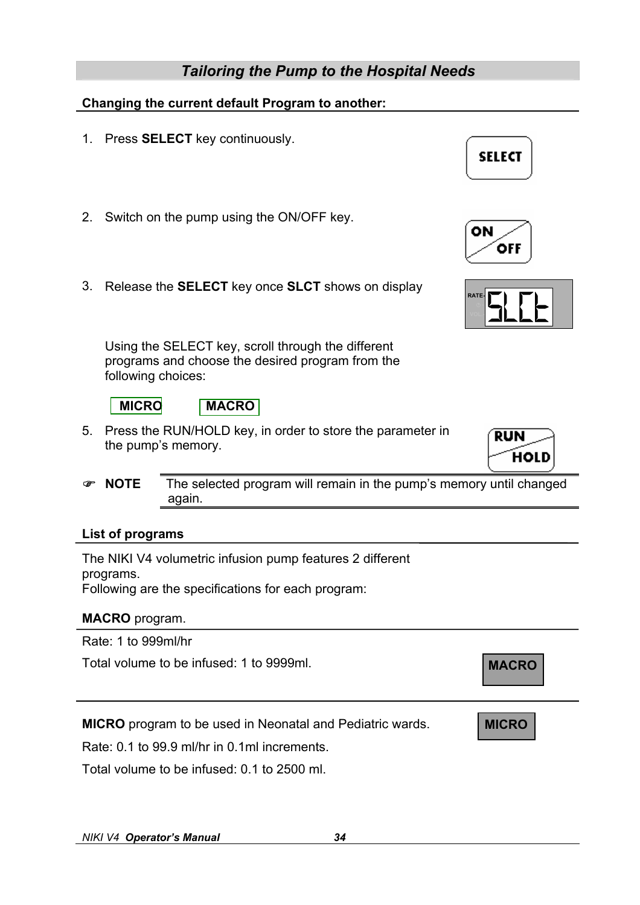## Tailoring the Pump to the Hospital Needs

**Changing the current default Program to another:**

1. Press **SELECT** key continuously.

2. Switch on the pump using the ON/OFF key.

3. Release the **SELECT** key once **SLCT** shows on display

   Using the SELECT key, scroll through the different programs and choose the desired program from the following choices:

   MICRO MACRO

5. Press the RUN/HOLD key, in order to store the parameter in the pump's memory.

☞ **NOTE** The selected program will remain in the pump's memory until changed again.

**List of programs**

The NIKI V4 volumetric infusion pump features 2 different programs.
Following are the specifications for each program:

**MACRO** program.

Rate: 1 to 999ml/hr

Total volume to be infused: 1 to 9999ml.

MACRO

**MICRO** program to be used in Neonatal and Pediatric wards.

MICRO

Rate: 0.1 to 99.9 ml/hr in 0.1ml increments.

Total volume to be infused: 0.1 to 2500 ml.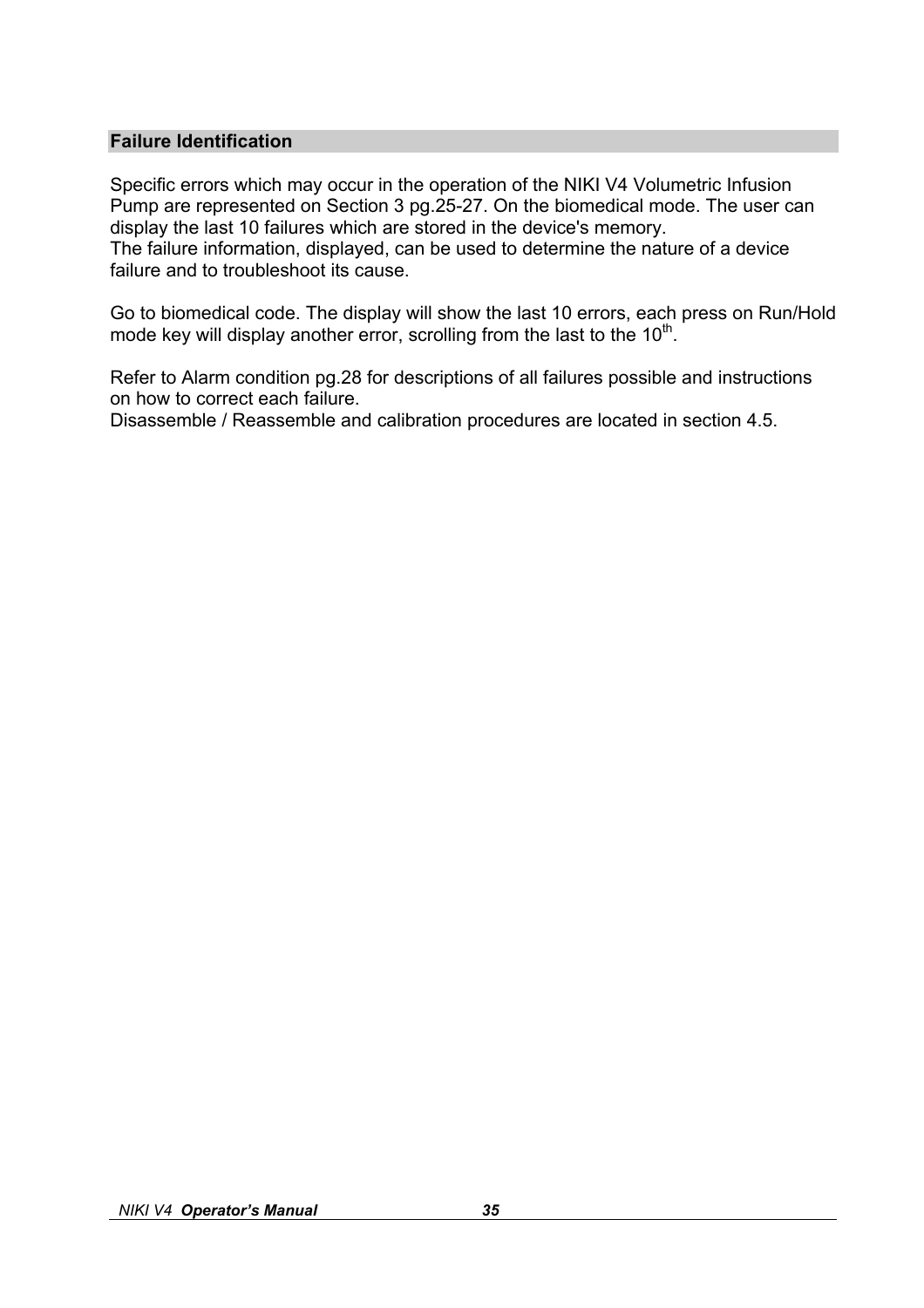## Failure Identification

Specific errors which may occur in the operation of the NIKI V4 Volumetric Infusion Pump are represented on Section 3 pg.25-27. On the biomedical mode. The user can display the last 10 failures which are stored in the device's memory.
The failure information, displayed, can be used to determine the nature of a device failure and to troubleshoot its cause.

Go to biomedical code. The display will show the last 10 errors, each press on Run/Hold mode key will display another error, scrolling from the last to the 10th.

Refer to Alarm condition pg.28 for descriptions of all failures possible and instructions on how to correct each failure.
Disassemble / Reassemble and calibration procedures are located in section 4.5.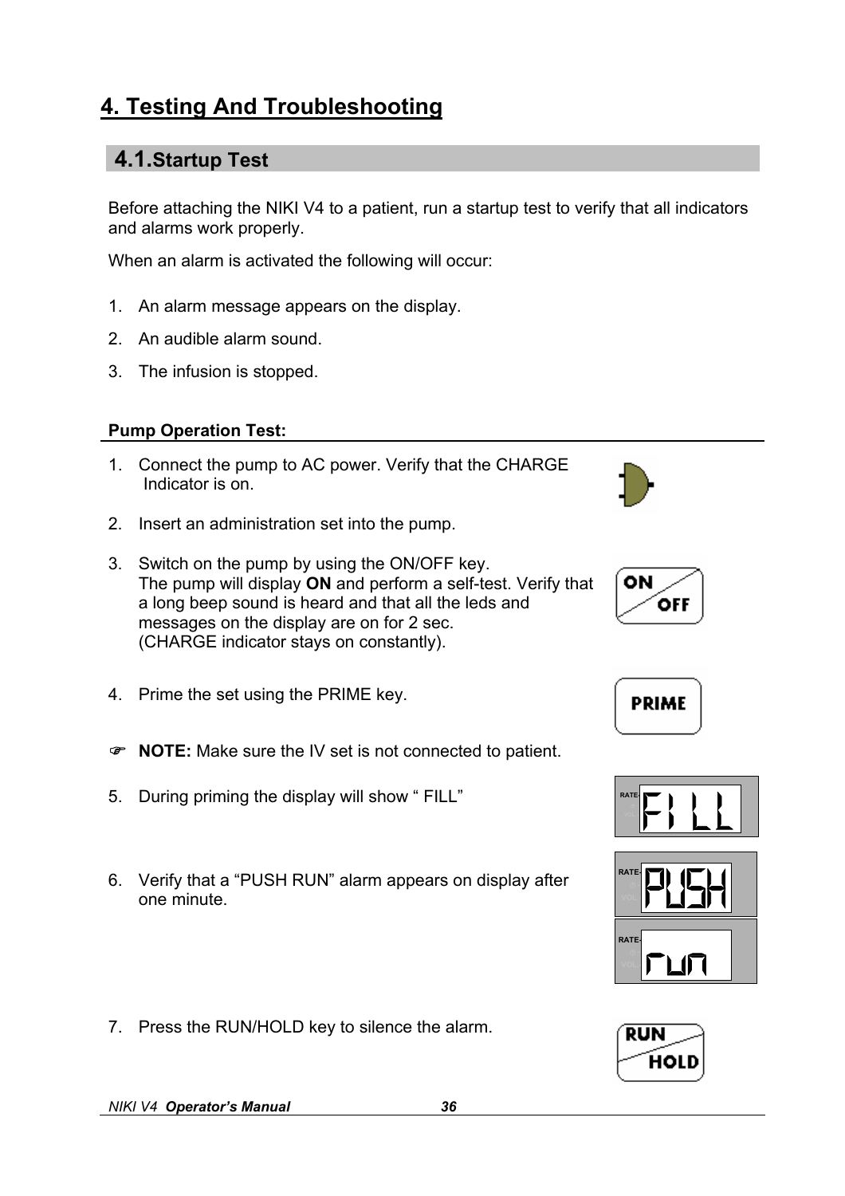# 4. Testing And Troubleshooting

## 4.1. Startup Test

Before attaching the NIKI V4 to a patient, run a startup test to verify that all indicators and alarms work properly.

When an alarm is activated the following will occur:

1. An alarm message appears on the display.
2. An audible alarm sound.
3. The infusion is stopped.

**Pump Operation Test:**

1. Connect the pump to AC power. Verify that the CHARGE Indicator is on.
2. Insert an administration set into the pump.
3. Switch on the pump by using the ON/OFF key.
   The pump will display **ON** and perform a self-test. Verify that a long beep sound is heard and that all the leds and messages on the display are on for 2 sec.
   (CHARGE indicator stays on constantly).
4. Prime the set using the PRIME key.

☞ **NOTE:** Make sure the IV set is not connected to patient.

5. During priming the display will show " FILL"
6. Verify that a "PUSH RUN" alarm appears on display after one minute.
7. Press the RUN/HOLD key to silence the alarm.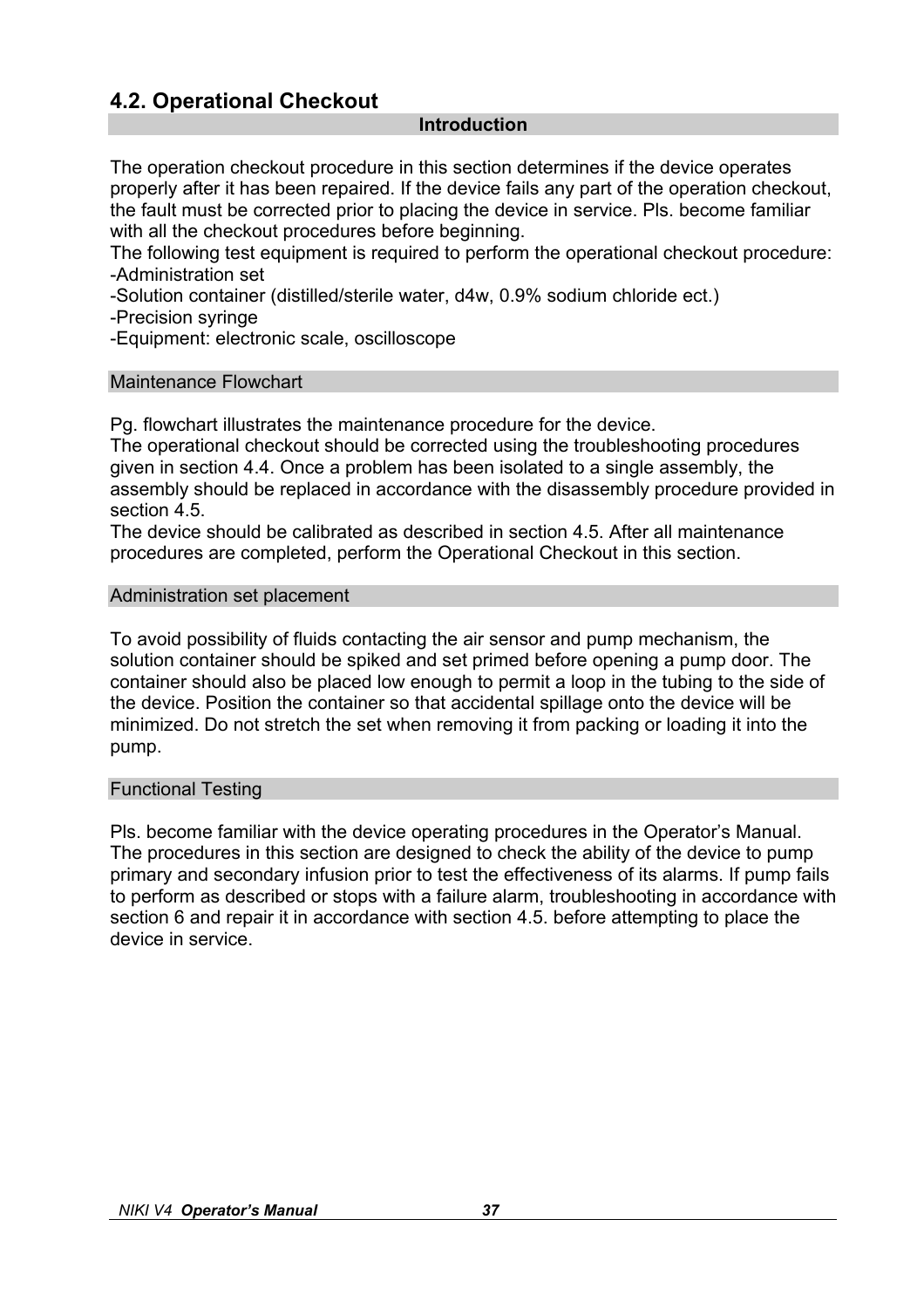## 4.2. Operational Checkout

### Introduction

The operation checkout procedure in this section determines if the device operates properly after it has been repaired. If the device fails any part of the operation checkout, the fault must be corrected prior to placing the device in service. Pls. become familiar with all the checkout procedures before beginning.

The following test equipment is required to perform the operational checkout procedure:

-Administration set

-Solution container (distilled/sterile water, d4w, 0.9% sodium chloride ect.)

-Precision syringe

-Equipment: electronic scale, oscilloscope

### Maintenance Flowchart

Pg. flowchart illustrates the maintenance procedure for the device.

The operational checkout should be corrected using the troubleshooting procedures given in section 4.4. Once a problem has been isolated to a single assembly, the assembly should be replaced in accordance with the disassembly procedure provided in section 4.5.

The device should be calibrated as described in section 4.5. After all maintenance procedures are completed, perform the Operational Checkout in this section.

### Administration set placement

To avoid possibility of fluids contacting the air sensor and pump mechanism, the solution container should be spiked and set primed before opening a pump door. The container should also be placed low enough to permit a loop in the tubing to the side of the device. Position the container so that accidental spillage onto the device will be minimized. Do not stretch the set when removing it from packing or loading it into the pump.

### Functional Testing

Pls. become familiar with the device operating procedures in the Operator's Manual. The procedures in this section are designed to check the ability of the device to pump primary and secondary infusion prior to test the effectiveness of its alarms. If pump fails to perform as described or stops with a failure alarm, troubleshooting in accordance with section 6 and repair it in accordance with section 4.5. before attempting to place the device in service.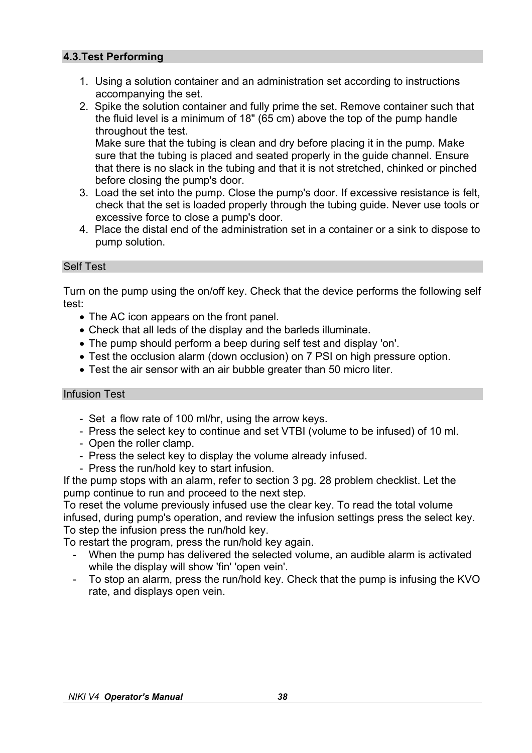## 4.3.Test Performing

1. Using a solution container and an administration set according to instructions accompanying the set.
2. Spike the solution container and fully prime the set. Remove container such that the fluid level is a minimum of 18" (65 cm) above the top of the pump handle throughout the test.
   Make sure that the tubing is clean and dry before placing it in the pump. Make sure that the tubing is placed and seated properly in the guide channel. Ensure that there is no slack in the tubing and that it is not stretched, chinked or pinched before closing the pump's door.
3. Load the set into the pump. Close the pump's door. If excessive resistance is felt, check that the set is loaded properly through the tubing guide. Never use tools or excessive force to close a pump's door.
4. Place the distal end of the administration set in a container or a sink to dispose to pump solution.

### Self Test

Turn on the pump using the on/off key. Check that the device performs the following self test:

- The AC icon appears on the front panel.
- Check that all leds of the display and the barleds illuminate.
- The pump should perform a beep during self test and display 'on'.
- Test the occlusion alarm (down occlusion) on 7 PSI on high pressure option.
- Test the air sensor with an air bubble greater than 50 micro liter.

### Infusion Test

- Set a flow rate of 100 ml/hr, using the arrow keys.
- Press the select key to continue and set VTBI (volume to be infused) of 10 ml.
- Open the roller clamp.
- Press the select key to display the volume already infused.
- Press the run/hold key to start infusion.

If the pump stops with an alarm, refer to section 3 pg. 28 problem checklist. Let the pump continue to run and proceed to the next step.
To reset the volume previously infused use the clear key. To read the total volume infused, during pump's operation, and review the infusion settings press the select key.
To step the infusion press the run/hold key.
To restart the program, press the run/hold key again.

- When the pump has delivered the selected volume, an audible alarm is activated while the display will show 'fin' 'open vein'.
- To stop an alarm, press the run/hold key. Check that the pump is infusing the KVO rate, and displays open vein.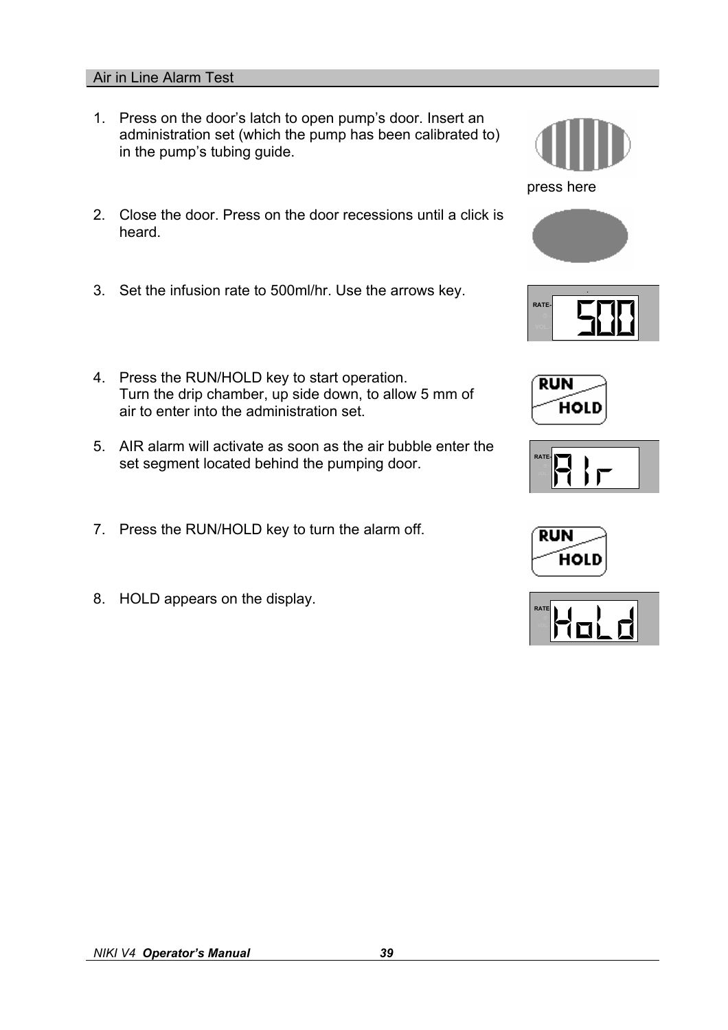## Air in Line Alarm Test

1. Press on the door's latch to open pump's door. Insert an administration set (which the pump has been calibrated to) in the pump's tubing guide.

press here

2. Close the door. Press on the door recessions until a click is heard.

3. Set the infusion rate to 500ml/hr. Use the arrows key.

4. Press the RUN/HOLD key to start operation.
   Turn the drip chamber, up side down, to allow 5 mm of air to enter into the administration set.

5. AIR alarm will activate as soon as the air bubble enter the set segment located behind the pumping door.

7. Press the RUN/HOLD key to turn the alarm off.

8. HOLD appears on the display.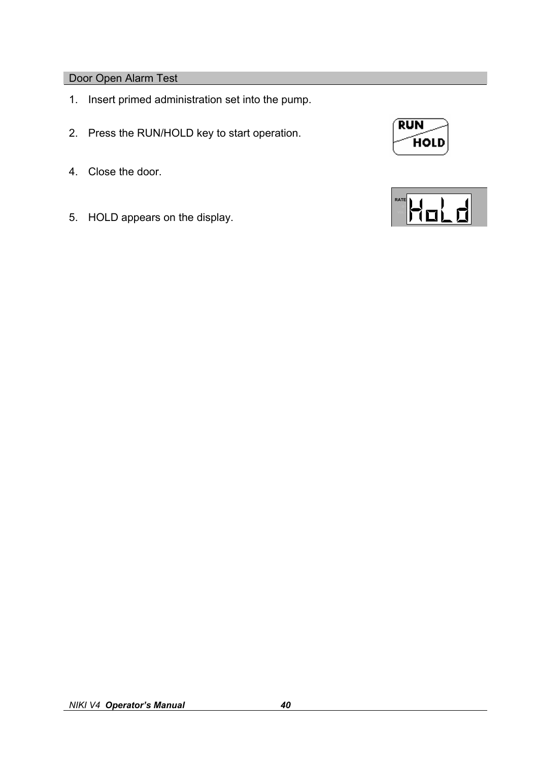## Door Open Alarm Test

1. Insert primed administration set into the pump.

2. Press the RUN/HOLD key to start operation.

4. Close the door.

5. HOLD appears on the display.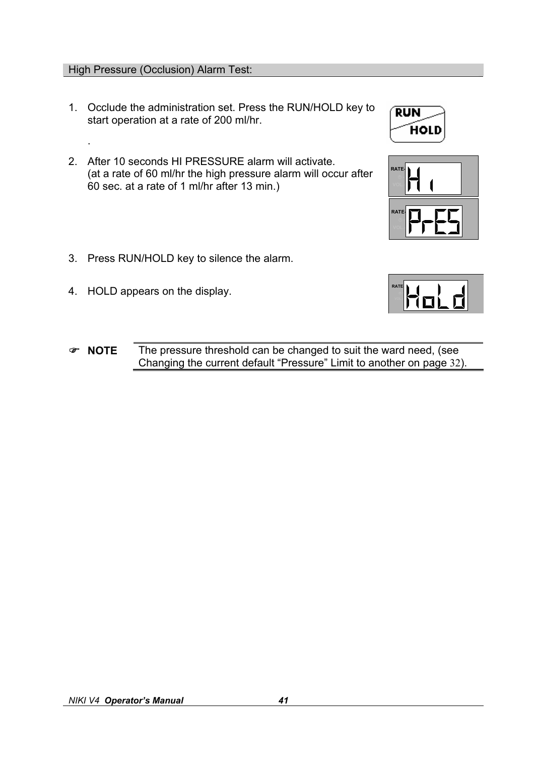## High Pressure (Occlusion) Alarm Test:

1. Occlude the administration set. Press the RUN/HOLD key to start operation at a rate of 200 ml/hr.

   .

2. After 10 seconds HI PRESSURE alarm will activate.
   (at a rate of 60 ml/hr the high pressure alarm will occur after 60 sec. at a rate of 1 ml/hr after 13 min.)

3. Press RUN/HOLD key to silence the alarm.

4. HOLD appears on the display.

| | |
|---|---|
| **NOTE** | The pressure threshold can be changed to suit the ward need, (see Changing the current default “Pressure” Limit to another on page 32). |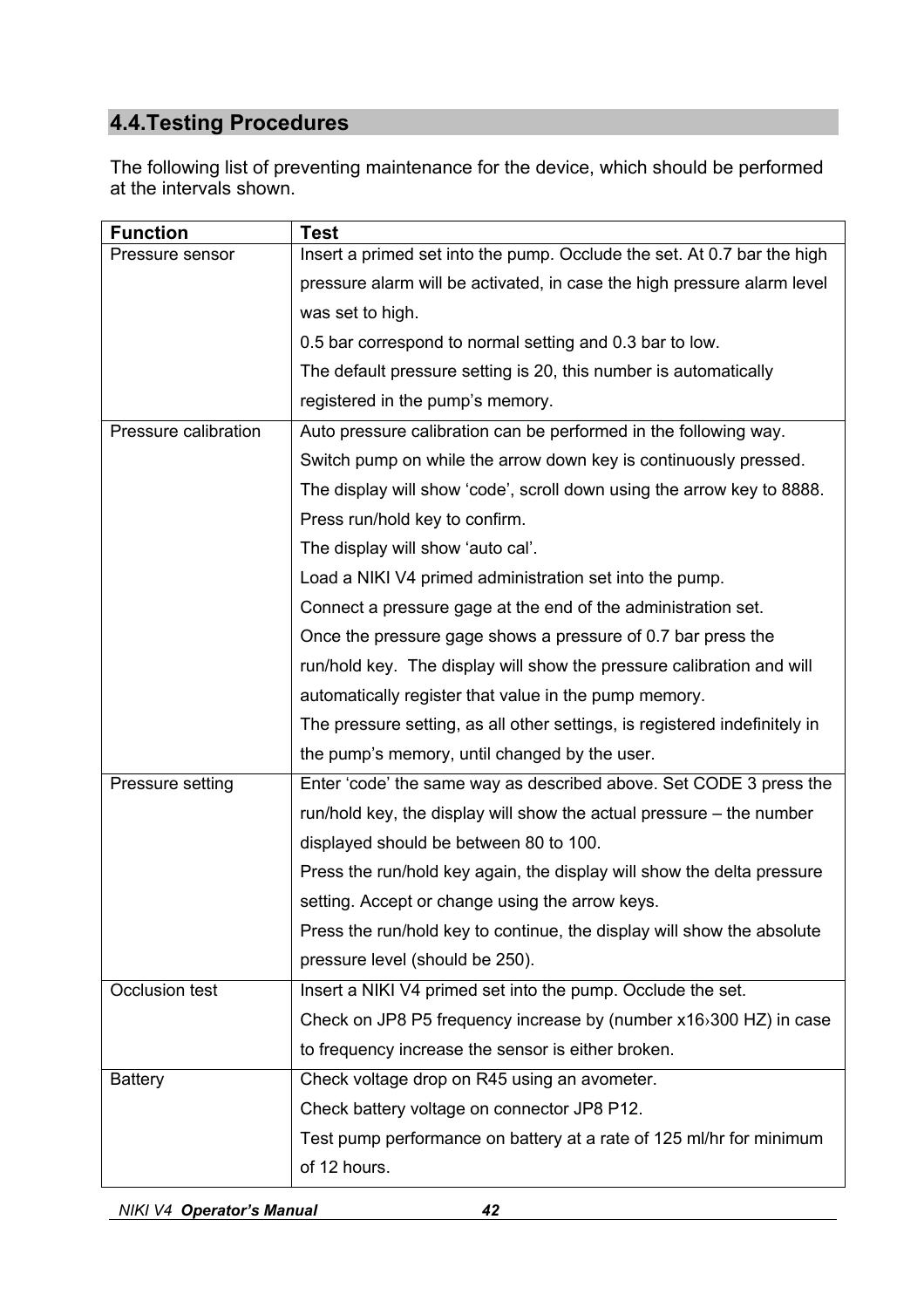## 4.4.Testing Procedures

The following list of preventing maintenance for the device, which should be performed at the intervals shown.

| Function | Test |
|---|---|
| Pressure sensor | Insert a primed set into the pump. Occlude the set. At 0.7 bar the high pressure alarm will be activated, in case the high pressure alarm level was set to high.<br>0.5 bar correspond to normal setting and 0.3 bar to low.<br>The default pressure setting is 20, this number is automatically registered in the pump's memory. |
| Pressure calibration | Auto pressure calibration can be performed in the following way.<br>Switch pump on while the arrow down key is continuously pressed.<br>The display will show 'code', scroll down using the arrow key to 8888.<br>Press run/hold key to confirm.<br>The display will show 'auto cal'.<br>Load a NIKI V4 primed administration set into the pump.<br>Connect a pressure gage at the end of the administration set.<br>Once the pressure gage shows a pressure of 0.7 bar press the run/hold key. The display will show the pressure calibration and will automatically register that value in the pump memory.<br>The pressure setting, as all other settings, is registered indefinitely in the pump's memory, until changed by the user. |
| Pressure setting | Enter 'code' the same way as described above. Set CODE 3 press the run/hold key, the display will show the actual pressure – the number displayed should be between 80 to 100.<br>Press the run/hold key again, the display will show the delta pressure setting. Accept or change using the arrow keys.<br>Press the run/hold key to continue, the display will show the absolute pressure level (should be 250). |
| Occlusion test | Insert a NIKI V4 primed set into the pump. Occlude the set.<br>Check on JP8 P5 frequency increase by (number x16›300 HZ) in case to frequency increase the sensor is either broken. |
| Battery | Check voltage drop on R45 using an avometer.<br>Check battery voltage on connector JP8 P12.<br>Test pump performance on battery at a rate of 125 ml/hr for minimum of 12 hours. |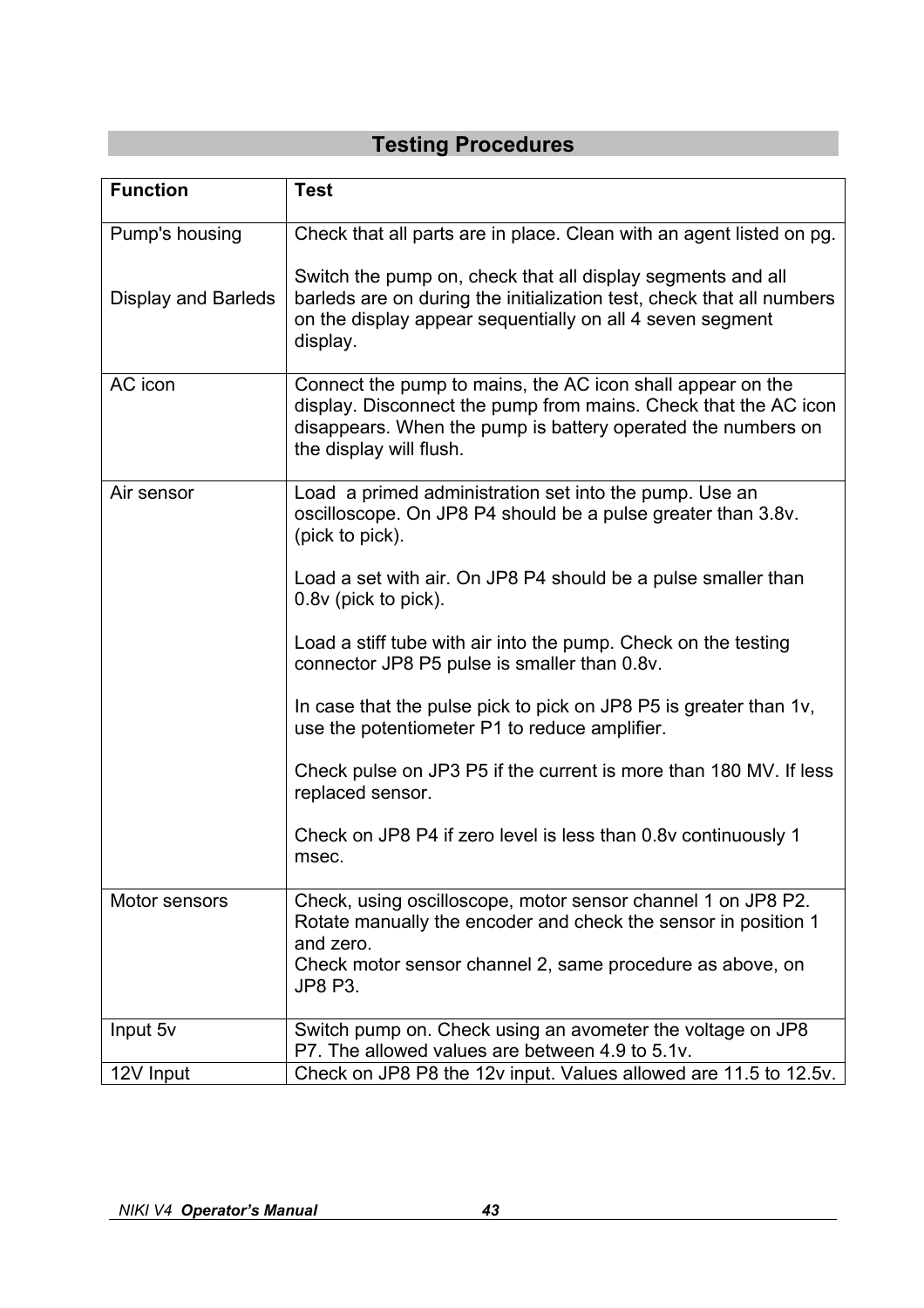## Testing Procedures

| Function | Test |
|---|---|
| Pump's housing | Check that all parts are in place. Clean with an agent listed on pg. |
| Display and Barleds | Switch the pump on, check that all display segments and all barleds are on during the initialization test, check that all numbers on the display appear sequentially on all 4 seven segment display. |
| AC icon | Connect the pump to mains, the AC icon shall appear on the display. Disconnect the pump from mains. Check that the AC icon disappears. When the pump is battery operated the numbers on the display will flush. |
| Air sensor | Load a primed administration set into the pump. Use an oscilloscope. On JP8 P4 should be a pulse greater than 3.8v. (pick to pick).<br><br>Load a set with air. On JP8 P4 should be a pulse smaller than 0.8v (pick to pick).<br><br>Load a stiff tube with air into the pump. Check on the testing connector JP8 P5 pulse is smaller than 0.8v.<br><br>In case that the pulse pick to pick on JP8 P5 is greater than 1v, use the potentiometer P1 to reduce amplifier.<br><br>Check pulse on JP3 P5 if the current is more than 180 MV. If less replaced sensor.<br><br>Check on JP8 P4 if zero level is less than 0.8v continuously 1 msec. |
| Motor sensors | Check, using oscilloscope, motor sensor channel 1 on JP8 P2. Rotate manually the encoder and check the sensor in position 1 and zero.<br>Check motor sensor channel 2, same procedure as above, on JP8 P3. |
| Input 5v | Switch pump on. Check using an avometer the voltage on JP8 P7. The allowed values are between 4.9 to 5.1v. |
| 12V Input | Check on JP8 P8 the 12v input. Values allowed are 11.5 to 12.5v. |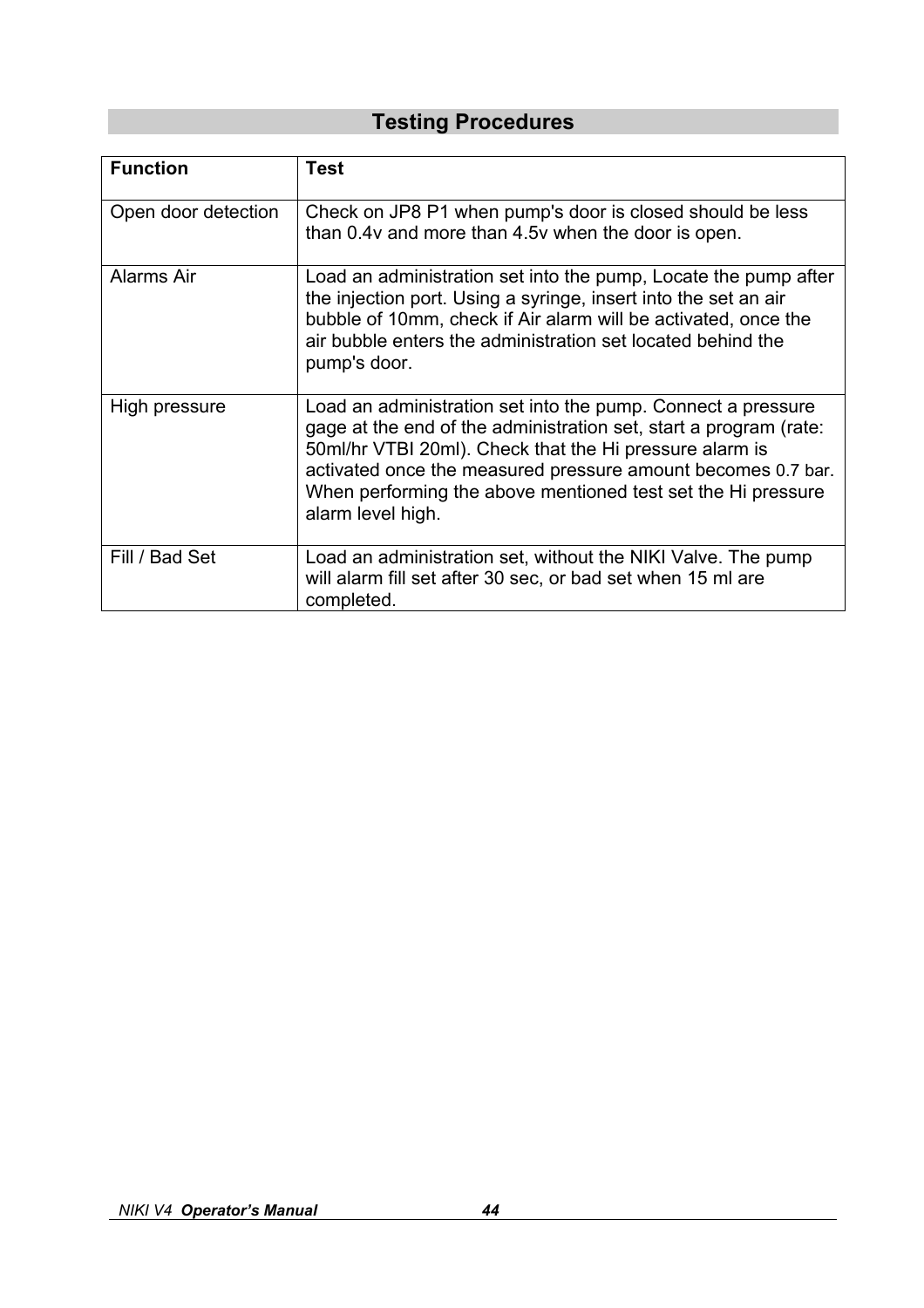## Testing Procedures

| Function | Test |
|---|---|
| Open door detection | Check on JP8 P1 when pump's door is closed should be less than 0.4v and more than 4.5v when the door is open. |
| Alarms Air | Load an administration set into the pump, Locate the pump after the injection port. Using a syringe, insert into the set an air bubble of 10mm, check if Air alarm will be activated, once the air bubble enters the administration set located behind the pump's door. |
| High pressure | Load an administration set into the pump. Connect a pressure gage at the end of the administration set, start a program (rate: 50ml/hr VTBI 20ml). Check that the Hi pressure alarm is activated once the measured pressure amount becomes 0.7 bar. When performing the above mentioned test set the Hi pressure alarm level high. |
| Fill / Bad Set | Load an administration set, without the NIKI Valve. The pump will alarm fill set after 30 sec, or bad set when 15 ml are completed. |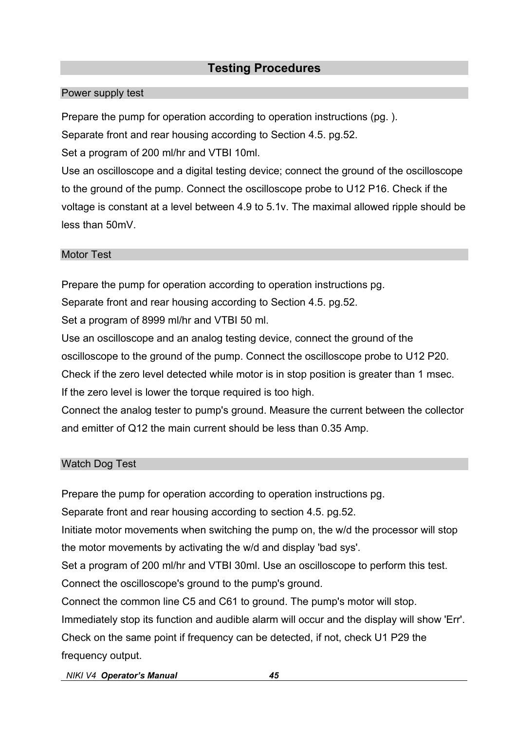# Testing Procedures

## Power supply test

Prepare the pump for operation according to operation instructions (pg. ).
Separate front and rear housing according to Section 4.5. pg.52.
Set a program of 200 ml/hr and VTBI 10ml.
Use an oscilloscope and a digital testing device; connect the ground of the oscilloscope to the ground of the pump. Connect the oscilloscope probe to U12 P16. Check if the voltage is constant at a level between 4.9 to 5.1v. The maximal allowed ripple should be less than 50mV.

## Motor Test

Prepare the pump for operation according to operation instructions pg.
Separate front and rear housing according to Section 4.5. pg.52.
Set a program of 8999 ml/hr and VTBI 50 ml.
Use an oscilloscope and an analog testing device, connect the ground of the oscilloscope to the ground of the pump. Connect the oscilloscope probe to U12 P20.
Check if the zero level detected while motor is in stop position is greater than 1 msec.
If the zero level is lower the torque required is too high.
Connect the analog tester to pump's ground. Measure the current between the collector and emitter of Q12 the main current should be less than 0.35 Amp.

## Watch Dog Test

Prepare the pump for operation according to operation instructions pg.
Separate front and rear housing according to section 4.5. pg.52.
Initiate motor movements when switching the pump on, the w/d the processor will stop the motor movements by activating the w/d and display 'bad sys'.
Set a program of 200 ml/hr and VTBI 30ml. Use an oscilloscope to perform this test.
Connect the oscilloscope's ground to the pump's ground.
Connect the common line C5 and C61 to ground. The pump's motor will stop.
Immediately stop its function and audible alarm will occur and the display will show 'Err'.
Check on the same point if frequency can be detected, if not, check U1 P29 the frequency output.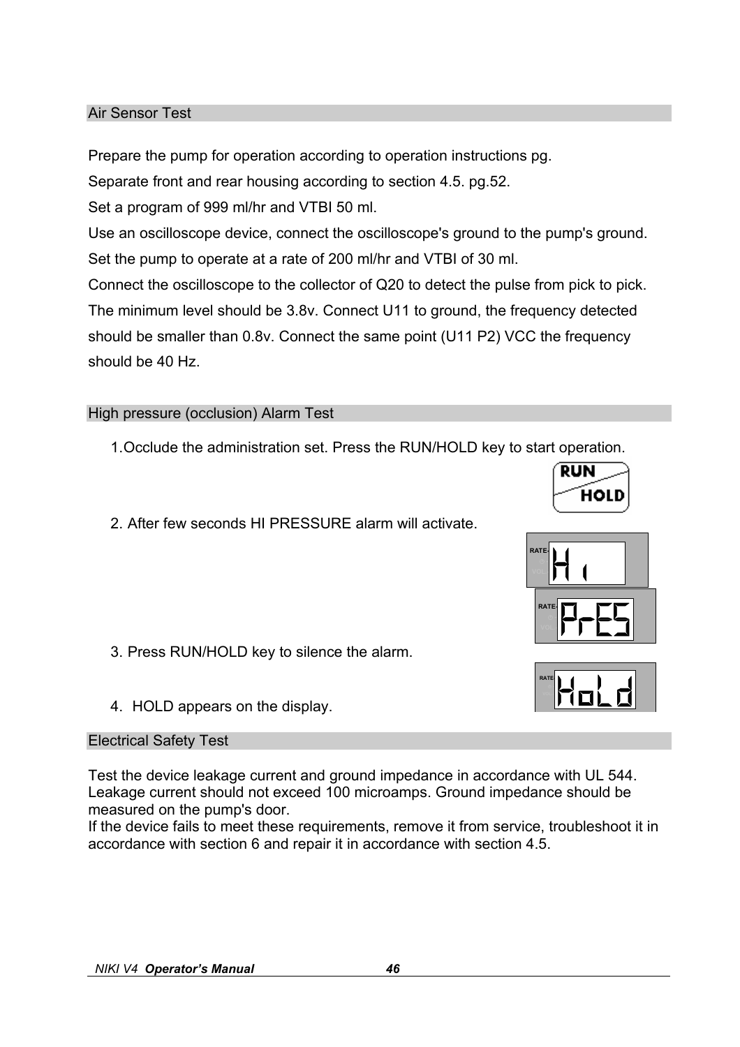## Air Sensor Test

Prepare the pump for operation according to operation instructions pg.

Separate front and rear housing according to section 4.5. pg.52.

Set a program of 999 ml/hr and VTBI 50 ml.

Use an oscilloscope device, connect the oscilloscope's ground to the pump's ground.

Set the pump to operate at a rate of 200 ml/hr and VTBI of 30 ml.

Connect the oscilloscope to the collector of Q20 to detect the pulse from pick to pick.

The minimum level should be 3.8v. Connect U11 to ground, the frequency detected should be smaller than 0.8v. Connect the same point (U11 P2) VCC the frequency should be 40 Hz.

## High pressure (occlusion) Alarm Test

1. Occlude the administration set. Press the RUN/HOLD key to start operation.

2. After few seconds HI PRESSURE alarm will activate.

3. Press RUN/HOLD key to silence the alarm.

4. HOLD appears on the display.

## Electrical Safety Test

Test the device leakage current and ground impedance in accordance with UL 544. Leakage current should not exceed 100 microamps. Ground impedance should be measured on the pump's door.

If the device fails to meet these requirements, remove it from service, troubleshoot it in accordance with section 6 and repair it in accordance with section 4.5.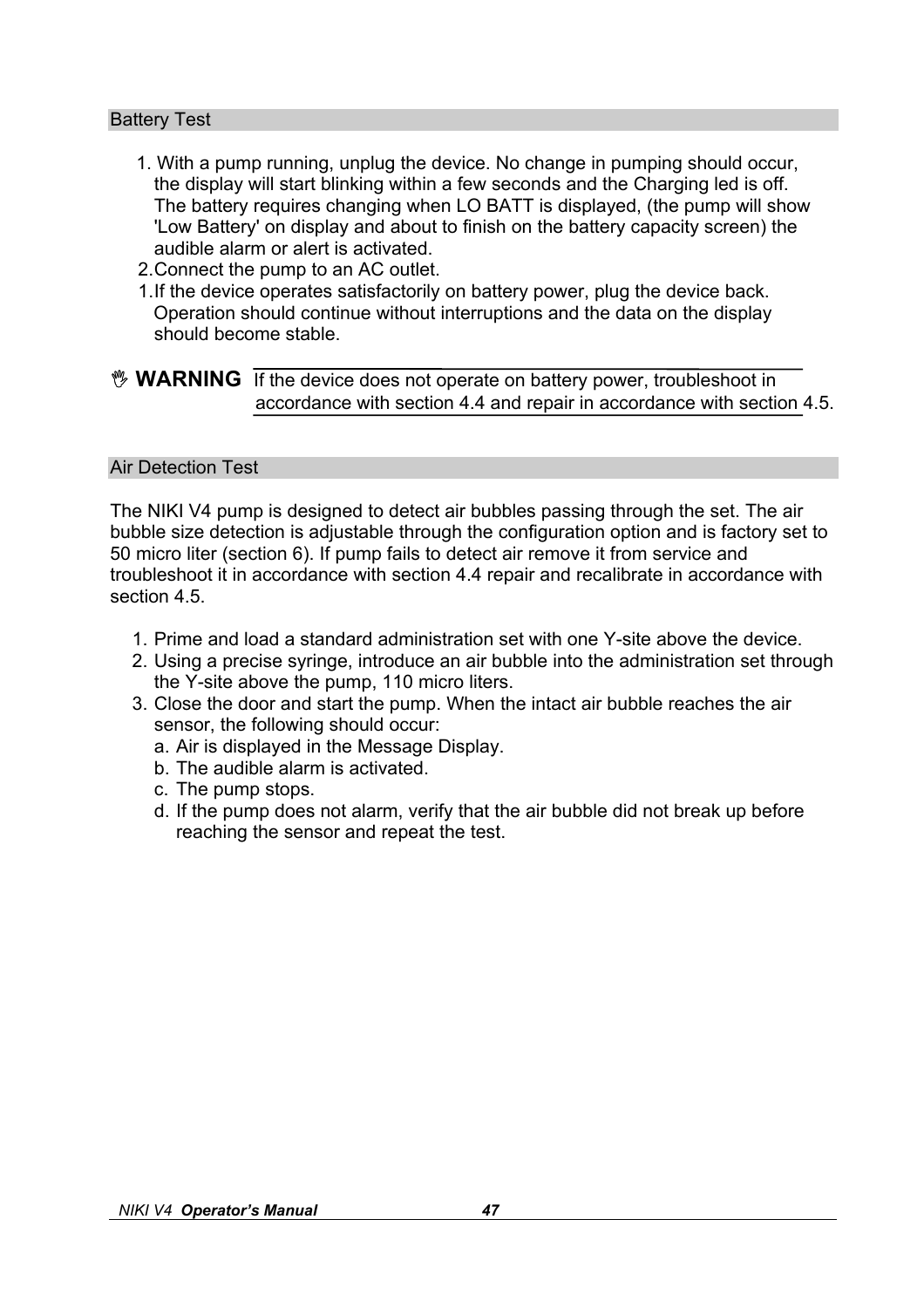## Battery Test

1. With a pump running, unplug the device. No change in pumping should occur, the display will start blinking within a few seconds and the Charging led is off. The battery requires changing when LO BATT is displayed, (the pump will show 'Low Battery' on display and about to finish on the battery capacity screen) the audible alarm or alert is activated.
2. Connect the pump to an AC outlet.
1. If the device operates satisfactorily on battery power, plug the device back. Operation should continue without interruptions and the data on the display should become stable.

✋ **WARNING** If the device does not operate on battery power, troubleshoot in accordance with section 4.4 and repair in accordance with section 4.5.

## Air Detection Test

The NIKI V4 pump is designed to detect air bubbles passing through the set. The air bubble size detection is adjustable through the configuration option and is factory set to 50 micro liter (section 6). If pump fails to detect air remove it from service and troubleshoot it in accordance with section 4.4 repair and recalibrate in accordance with section 4.5.

1. Prime and load a standard administration set with one Y-site above the device.
2. Using a precise syringe, introduce an air bubble into the administration set through the Y-site above the pump, 110 micro liters.
3. Close the door and start the pump. When the intact air bubble reaches the air sensor, the following should occur:
   a. Air is displayed in the Message Display.
   b. The audible alarm is activated.
   c. The pump stops.
   d. If the pump does not alarm, verify that the air bubble did not break up before reaching the sensor and repeat the test.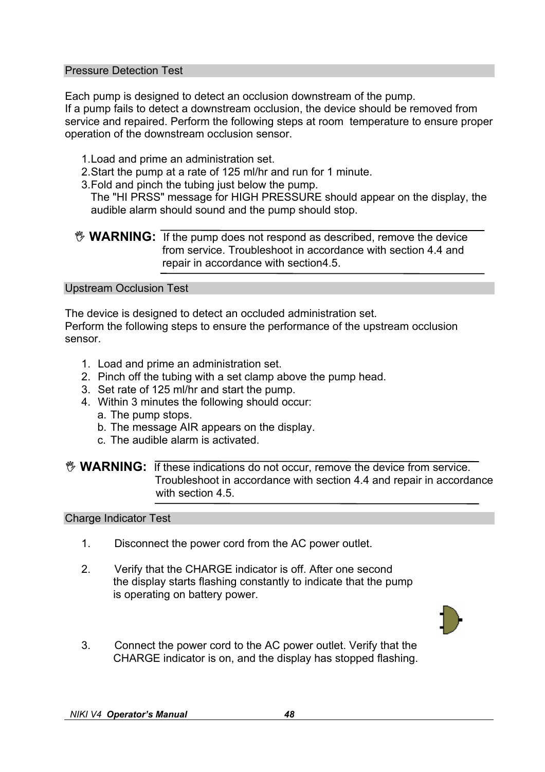## Pressure Detection Test

Each pump is designed to detect an occlusion downstream of the pump.
If a pump fails to detect a downstream occlusion, the device should be removed from service and repaired. Perform the following steps at room temperature to ensure proper operation of the downstream occlusion sensor.

1. Load and prime an administration set.
2. Start the pump at a rate of 125 ml/hr and run for 1 minute.
3. Fold and pinch the tubing just below the pump.
   The "HI PRSS" message for HIGH PRESSURE should appear on the display, the audible alarm should sound and the pump should stop.

☞ **WARNING:** If the pump does not respond as described, remove the device from service. Troubleshoot in accordance with section 4.4 and repair in accordance with section4.5.

## Upstream Occlusion Test

The device is designed to detect an occluded administration set.
Perform the following steps to ensure the performance of the upstream occlusion sensor.

1. Load and prime an administration set.
2. Pinch off the tubing with a set clamp above the pump head.
3. Set rate of 125 ml/hr and start the pump.
4. Within 3 minutes the following should occur:
   a. The pump stops.
   b. The message AIR appears on the display.
   c. The audible alarm is activated.

☞ **WARNING:** If these indications do not occur, remove the device from service. Troubleshoot in accordance with section 4.4 and repair in accordance with section 4.5.

## Charge Indicator Test

1. Disconnect the power cord from the AC power outlet.

2. Verify that the CHARGE indicator is off. After one second the display starts flashing constantly to indicate that the pump is operating on battery power.

3. Connect the power cord to the AC power outlet. Verify that the CHARGE indicator is on, and the display has stopped flashing.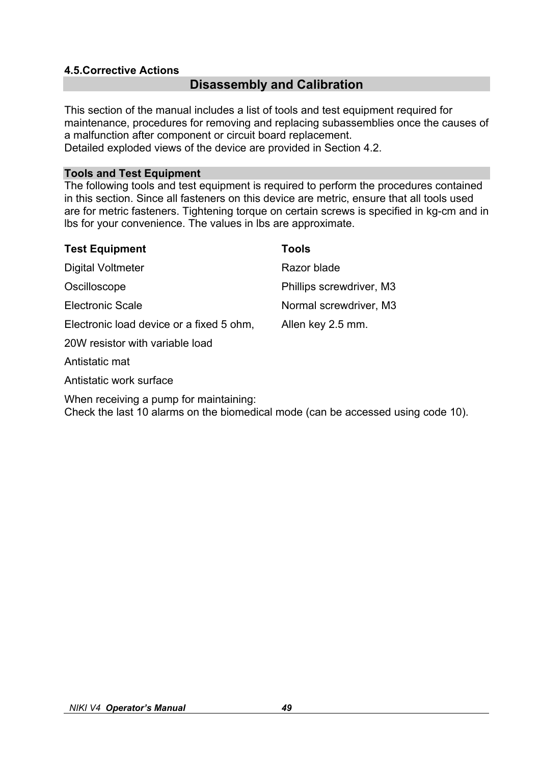### 4.5.Corrective Actions

## Disassembly and Calibration

This section of the manual includes a list of tools and test equipment required for maintenance, procedures for removing and replacing subassemblies once the causes of a malfunction after component or circuit board replacement.
Detailed exploded views of the device are provided in Section 4.2.

### Tools and Test Equipment

The following tools and test equipment is required to perform the procedures contained in this section. Since all fasteners on this device are metric, ensure that all tools used are for metric fasteners. Tightening torque on certain screws is specified in kg-cm and in lbs for your convenience. The values in lbs are approximate.

| **Test Equipment** | **Tools** |
|---|---|
| Digital Voltmeter | Razor blade |
| Oscilloscope | Phillips screwdriver, M3 |
| Electronic Scale | Normal screwdriver, M3 |
| Electronic load device or a fixed 5 ohm, 20W resistor with variable load | Allen key 2.5 mm. |
| Antistatic mat | |
| Antistatic work surface | |

When receiving a pump for maintaining:
Check the last 10 alarms on the biomedical mode (can be accessed using code 10).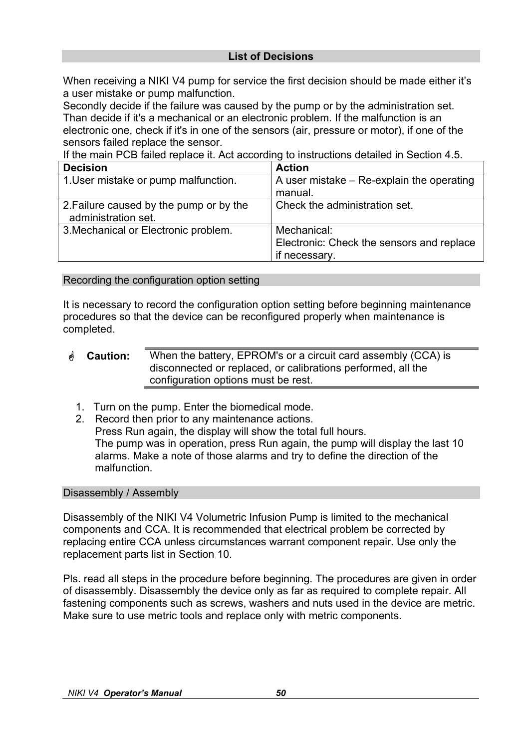## List of Decisions

When receiving a NIKI V4 pump for service the first decision should be made either it's a user mistake or pump malfunction.
Secondly decide if the failure was caused by the pump or by the administration set.
Than decide if it's a mechanical or an electronic problem. If the malfunction is an electronic one, check if it's in one of the sensors (air, pressure or motor), if one of the sensors failed replace the sensor.
If the main PCB failed replace it. Act according to instructions detailed in Section 4.5.

| Decision | Action |
|---|---|
| 1.User mistake or pump malfunction. | A user mistake – Re-explain the operating manual. |
| 2.Failure caused by the pump or by the administration set. | Check the administration set. |
| 3.Mechanical or Electronic problem. | Mechanical:<br>Electronic: Check the sensors and replace if necessary. |

## Recording the configuration option setting

It is necessary to record the configuration option setting before beginning maintenance procedures so that the device can be reconfigured properly when maintenance is completed.

**Caution:** When the battery, EPROM's or a circuit card assembly (CCA) is disconnected or replaced, or calibrations performed, all the configuration options must be rest.

1. Turn on the pump. Enter the biomedical mode.
2. Record then prior to any maintenance actions.
   Press Run again, the display will show the total full hours.
   The pump was in operation, press Run again, the pump will display the last 10 alarms. Make a note of those alarms and try to define the direction of the malfunction.

## Disassembly / Assembly

Disassembly of the NIKI V4 Volumetric Infusion Pump is limited to the mechanical components and CCA. It is recommended that electrical problem be corrected by replacing entire CCA unless circumstances warrant component repair. Use only the replacement parts list in Section 10.

Pls. read all steps in the procedure before beginning. The procedures are given in order of disassembly. Disassembly the device only as far as required to complete repair. All fastening components such as screws, washers and nuts used in the device are metric. Make sure to use metric tools and replace only with metric components.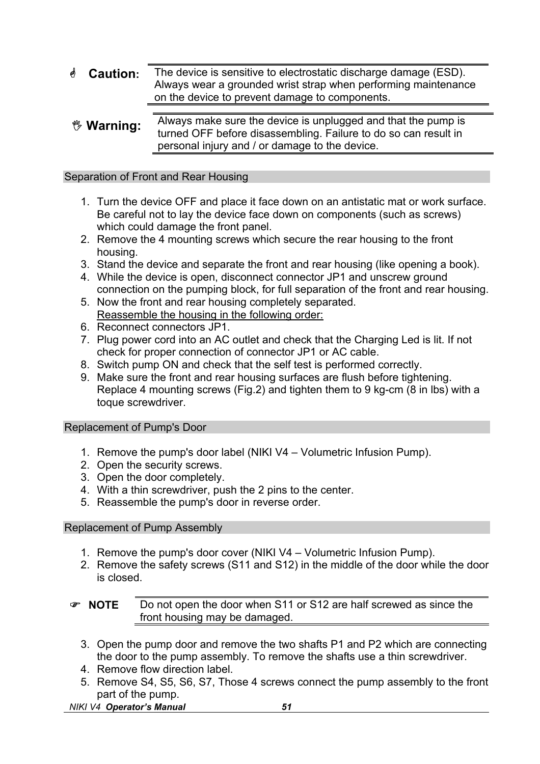**Caution:** The device is sensitive to electrostatic discharge damage (ESD). Always wear a grounded wrist strap when performing maintenance on the device to prevent damage to components.

**Warning:** Always make sure the device is unplugged and that the pump is turned OFF before disassembling. Failure to do so can result in personal injury and / or damage to the device.

### Separation of Front and Rear Housing

1. Turn the device OFF and place it face down on an antistatic mat or work surface. Be careful not to lay the device face down on components (such as screws) which could damage the front panel.
2. Remove the 4 mounting screws which secure the rear housing to the front housing.
3. Stand the device and separate the front and rear housing (like opening a book).
4. While the device is open, disconnect connector JP1 and unscrew ground connection on the pumping block, for full separation of the front and rear housing.
5. Now the front and rear housing completely separated.
   <u>Reassemble the housing in the following order:</u>
6. Reconnect connectors JP1.
7. Plug power cord into an AC outlet and check that the Charging Led is lit. If not check for proper connection of connector JP1 or AC cable.
8. Switch pump ON and check that the self test is performed correctly.
9. Make sure the front and rear housing surfaces are flush before tightening. Replace 4 mounting screws (Fig.2) and tighten them to 9 kg-cm (8 in lbs) with a toque screwdriver.

### Replacement of Pump's Door

1. Remove the pump's door label (NIKI V4 – Volumetric Infusion Pump).
2. Open the security screws.
3. Open the door completely.
4. With a thin screwdriver, push the 2 pins to the center.
5. Reassemble the pump's door in reverse order.

### Replacement of Pump Assembly

1. Remove the pump's door cover (NIKI V4 – Volumetric Infusion Pump).
2. Remove the safety screws (S11 and S12) in the middle of the door while the door is closed.

**NOTE** Do not open the door when S11 or S12 are half screwed as since the front housing may be damaged.

3. Open the pump door and remove the two shafts P1 and P2 which are connecting the door to the pump assembly. To remove the shafts use a thin screwdriver.
4. Remove flow direction label.
5. Remove S4, S5, S6, S7, Those 4 screws connect the pump assembly to the front part of the pump.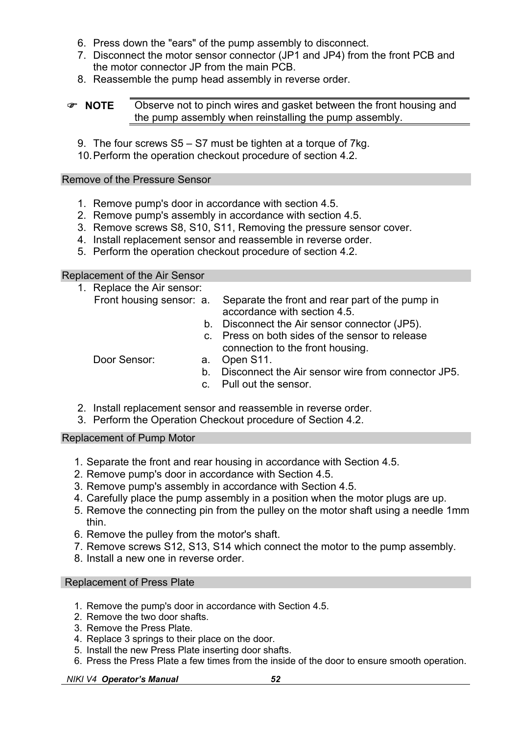6. Press down the "ears" of the pump assembly to disconnect.
7. Disconnect the motor sensor connector (JP1 and JP4) from the front PCB and the motor connector JP from the main PCB.
8. Reassemble the pump head assembly in reverse order.

| ☞ **NOTE** | Observe not to pinch wires and gasket between the front housing and the pump assembly when reinstalling the pump assembly. |
|---|---|

9. The four screws S5 – S7 must be tighten at a torque of 7kg.
10. Perform the operation checkout procedure of section 4.2.

## Remove of the Pressure Sensor

1. Remove pump's door in accordance with section 4.5.
2. Remove pump's assembly in accordance with section 4.5.
3. Remove screws S8, S10, S11, Removing the pressure sensor cover.
4. Install replacement sensor and reassemble in reverse order.
5. Perform the operation checkout procedure of section 4.2.

## Replacement of the Air Sensor

1. Replace the Air sensor:
   - Front housing sensor:
     - a. Separate the front and rear part of the pump in accordance with section 4.5.
     - b. Disconnect the Air sensor connector (JP5).
     - c. Press on both sides of the sensor to release connection to the front housing.
   - Door Sensor:
     - a. Open S11.
     - b. Disconnect the Air sensor wire from connector JP5.
     - c. Pull out the sensor.
2. Install replacement sensor and reassemble in reverse order.
3. Perform the Operation Checkout procedure of Section 4.2.

## Replacement of Pump Motor

1. Separate the front and rear housing in accordance with Section 4.5.
2. Remove pump's door in accordance with Section 4.5.
3. Remove pump's assembly in accordance with Section 4.5.
4. Carefully place the pump assembly in a position when the motor plugs are up.
5. Remove the connecting pin from the pulley on the motor shaft using a needle 1mm thin.
6. Remove the pulley from the motor's shaft.
7. Remove screws S12, S13, S14 which connect the motor to the pump assembly.
8. Install a new one in reverse order.

## Replacement of Press Plate

1. Remove the pump's door in accordance with Section 4.5.
2. Remove the two door shafts.
3. Remove the Press Plate.
4. Replace 3 springs to their place on the door.
5. Install the new Press Plate inserting door shafts.
6. Press the Press Plate a few times from the inside of the door to ensure smooth operation.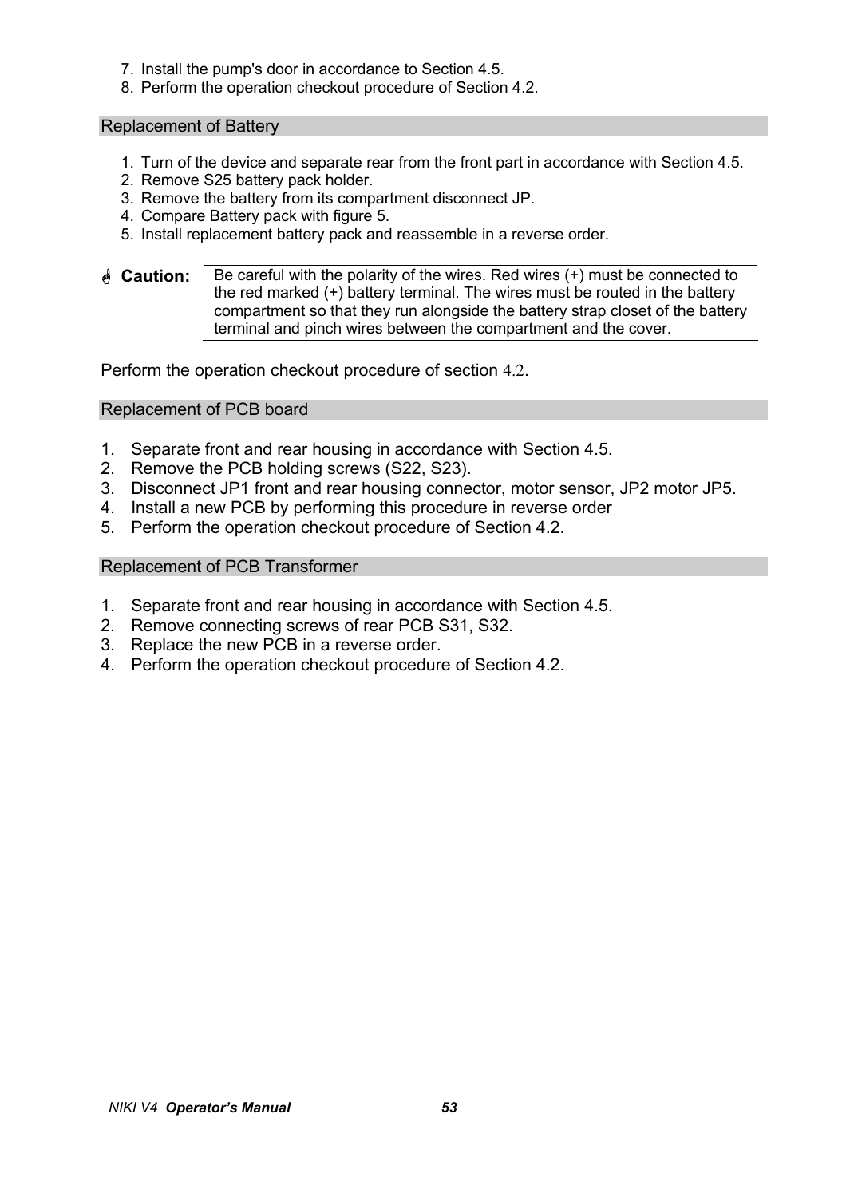7. Install the pump's door in accordance to Section 4.5.
8. Perform the operation checkout procedure of Section 4.2.

## Replacement of Battery

1. Turn of the device and separate rear from the front part in accordance with Section 4.5.
2. Remove S25 battery pack holder.
3. Remove the battery from its compartment disconnect JP.
4. Compare Battery pack with figure 5.
5. Install replacement battery pack and reassemble in a reverse order.

☝ **Caution:** Be careful with the polarity of the wires. Red wires (+) must be connected to the red marked (+) battery terminal. The wires must be routed in the battery compartment so that they run alongside the battery strap closet of the battery terminal and pinch wires between the compartment and the cover.

Perform the operation checkout procedure of section 4.2.

## Replacement of PCB board

1. Separate front and rear housing in accordance with Section 4.5.
2. Remove the PCB holding screws (S22, S23).
3. Disconnect JP1 front and rear housing connector, motor sensor, JP2 motor JP5.
4. Install a new PCB by performing this procedure in reverse order
5. Perform the operation checkout procedure of Section 4.2.

## Replacement of PCB Transformer

1. Separate front and rear housing in accordance with Section 4.5.
2. Remove connecting screws of rear PCB S31, S32.
3. Replace the new PCB in a reverse order.
4. Perform the operation checkout procedure of Section 4.2.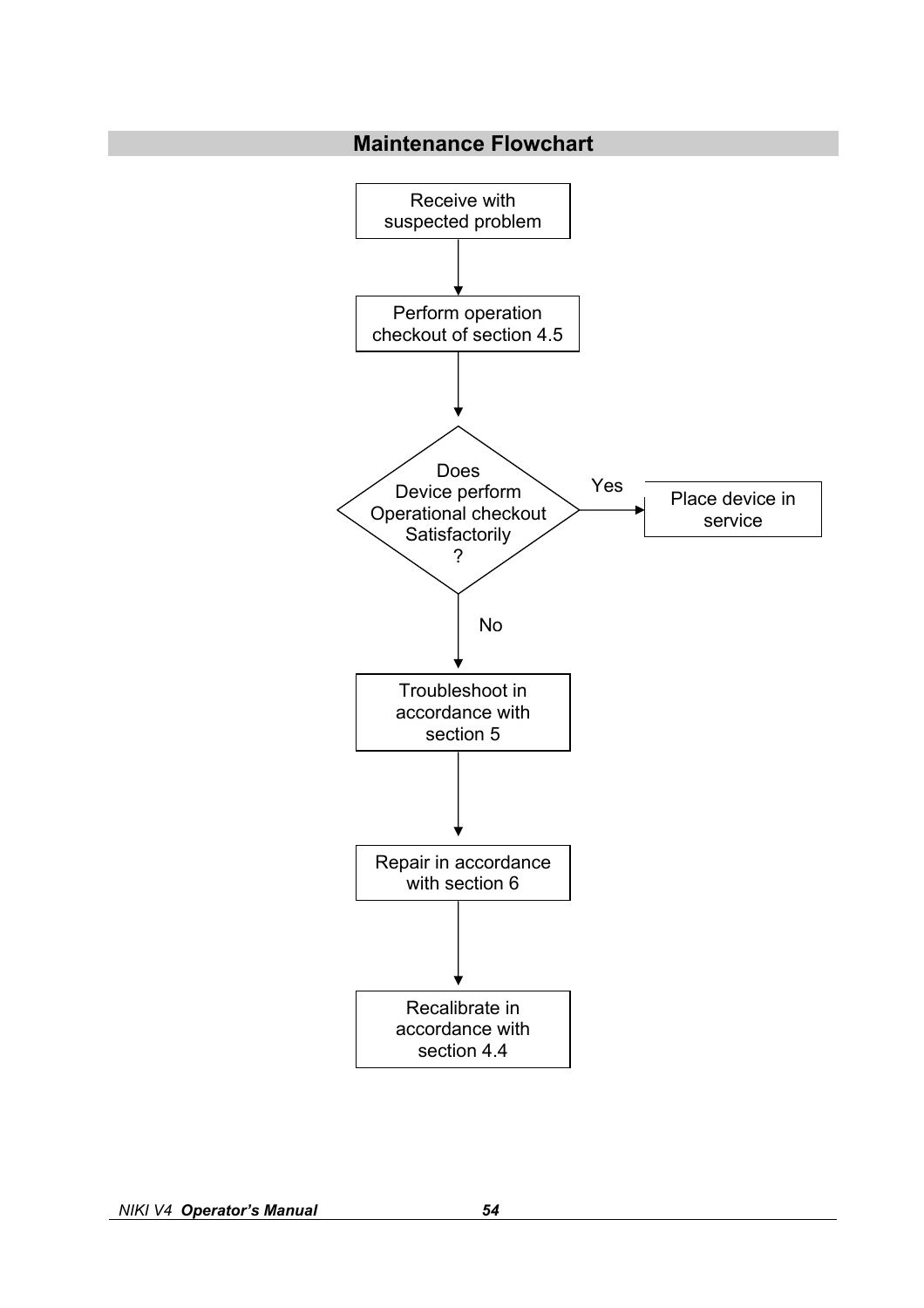## Maintenance Flowchart

Receive with suspected problem

Perform operation checkout of section 4.5

Does Device perform Operational checkout Satisfactorily ?

Yes

Place device in service

No

Troubleshoot in accordance with section 5

Repair in accordance with section 6

Recalibrate in accordance with section 4.4